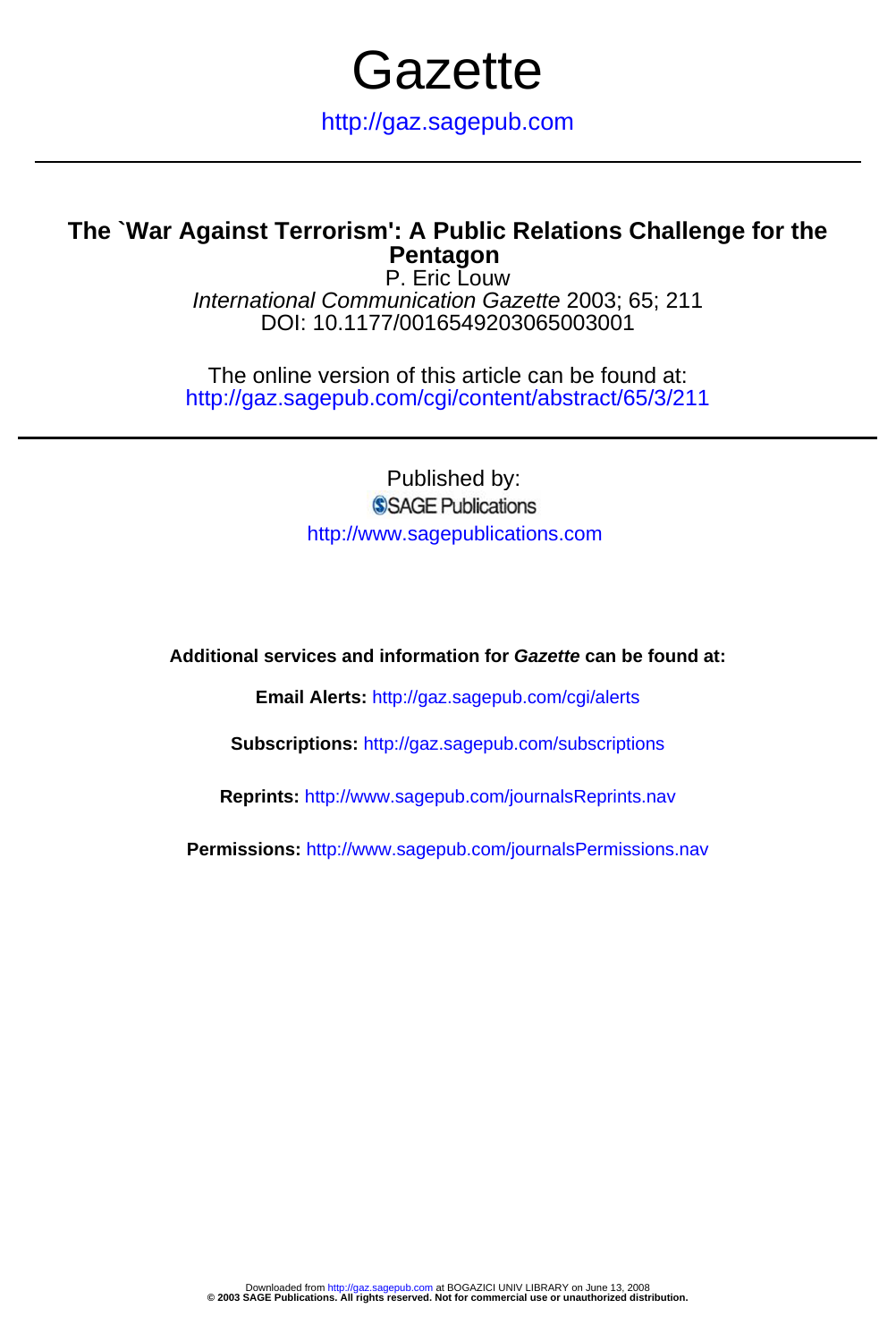# Gazette

http://gaz.sagepub.com

## The `War Against Terrorism': A Public Relations Challenge for the Pentagon

P. Eric Louw

*International Communication Gazette* 2003; 65; 211

DOI: 10.1177/0016549203065003001

The online version of this article can be found at:
http://gaz.sagepub.com/cgi/content/abstract/65/3/211

Published by:

SAGE Publications

http://www.sagepublications.com

**Additional services and information for *Gazette* can be found at:**

**Email Alerts:** http://gaz.sagepub.com/cgi/alerts

**Subscriptions:** http://gaz.sagepub.com/subscriptions

**Reprints:** http://www.sagepub.com/journalsReprints.nav

**Permissions:** http://www.sagepub.com/journalsPermissions.nav

Downloaded from http://gaz.sagepub.com at BOGAZICI UNIV LIBRARY on June 13, 2008
**© 2003 SAGE Publications. All rights reserved. Not for commercial use or unauthorized distribution.**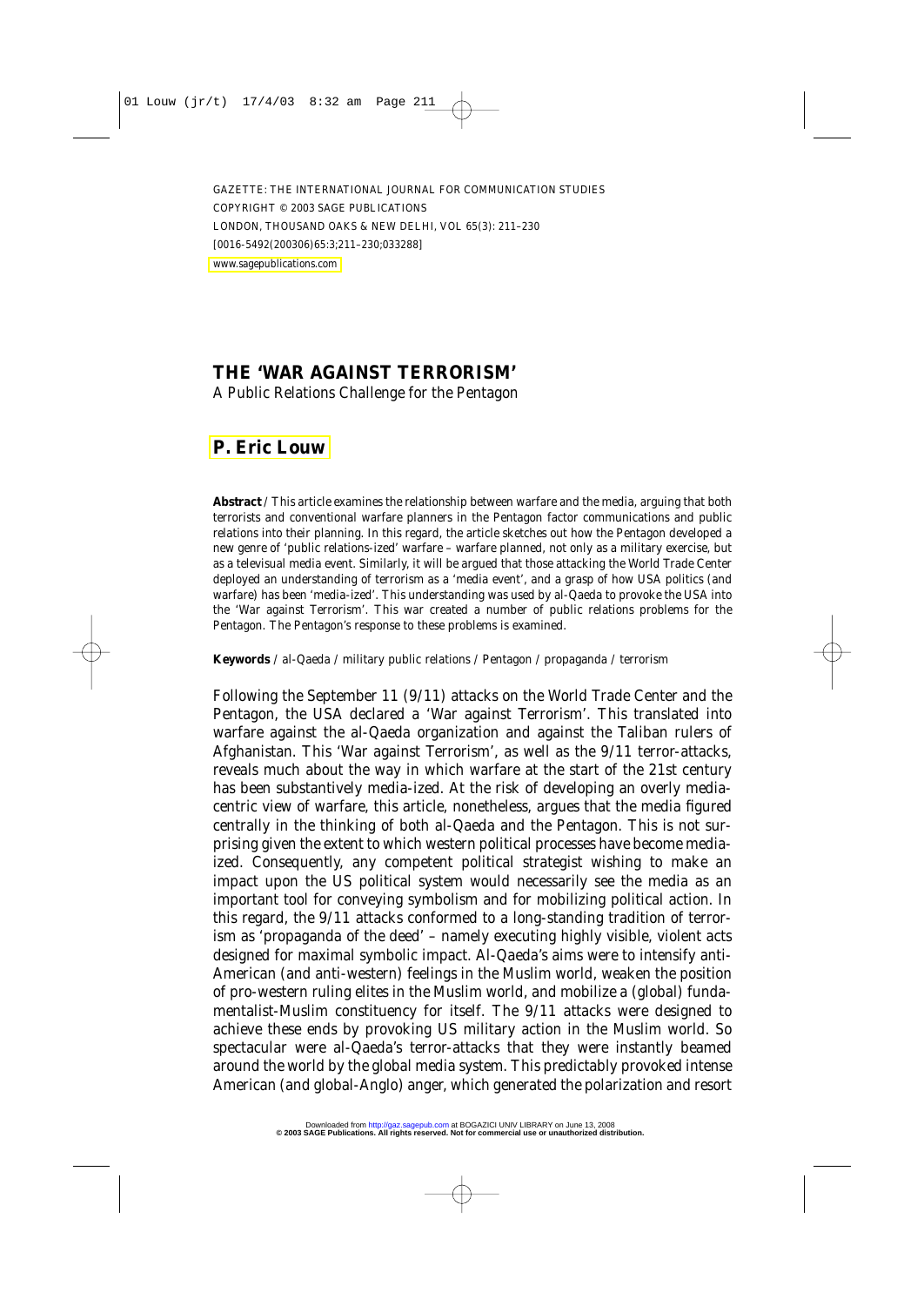GAZETTE: THE INTERNATIONAL JOURNAL FOR COMMUNICATION STUDIES
COPYRIGHT © 2003 SAGE PUBLICATIONS
LONDON, THOUSAND OAKS & NEW DELHI, VOL 65(3): 211–230
[0016-5492(200306)65:3;211–230;033288]
www.sagepublications.com

# THE 'WAR AGAINST TERRORISM'

A Public Relations Challenge for the Pentagon

## P. Eric Louw

**Abstract** / This article examines the relationship between warfare and the media, arguing that both terrorists and conventional warfare planners in the Pentagon factor communications and public relations into their planning. In this regard, the article sketches out how the Pentagon developed a new genre of 'public relations-ized' warfare – warfare planned, not only as a military exercise, but as a televisual media event. Similarly, it will be argued that those attacking the World Trade Center deployed an understanding of terrorism as a 'media event', and a grasp of how USA politics (and warfare) has been 'media-ized'. This understanding was used by al-Qaeda to provoke the USA into the 'War against Terrorism'. This war created a number of public relations problems for the Pentagon. The Pentagon's response to these problems is examined.

**Keywords** / al-Qaeda / military public relations / Pentagon / propaganda / terrorism

Following the September 11 (9/11) attacks on the World Trade Center and the Pentagon, the USA declared a 'War against Terrorism'. This translated into warfare against the al-Qaeda organization and against the Taliban rulers of Afghanistan. This 'War against Terrorism', as well as the 9/11 terror-attacks, reveals much about the way in which warfare at the start of the 21st century has been substantively media-ized. At the risk of developing an overly media-centric view of warfare, this article, nonetheless, argues that the media figured centrally in the thinking of both al-Qaeda and the Pentagon. This is not surprising given the extent to which western political processes have become media-ized. Consequently, any competent political strategist wishing to make an impact upon the US political system would necessarily see the media as an important tool for conveying symbolism and for mobilizing political action. In this regard, the 9/11 attacks conformed to a long-standing tradition of terrorism as 'propaganda of the deed' – namely executing highly visible, violent acts designed for maximal symbolic impact. Al-Qaeda's aims were to intensify anti-American (and anti-western) feelings in the Muslim world, weaken the position of pro-western ruling elites in the Muslim world, and mobilize a (global) fundamentalist-Muslim constituency for itself. The 9/11 attacks were designed to achieve these ends by provoking US military action in the Muslim world. So spectacular were al-Qaeda's terror-attacks that they were instantly beamed around the world by the global media system. This predictably provoked intense American (and global-Anglo) anger, which generated the polarization and resort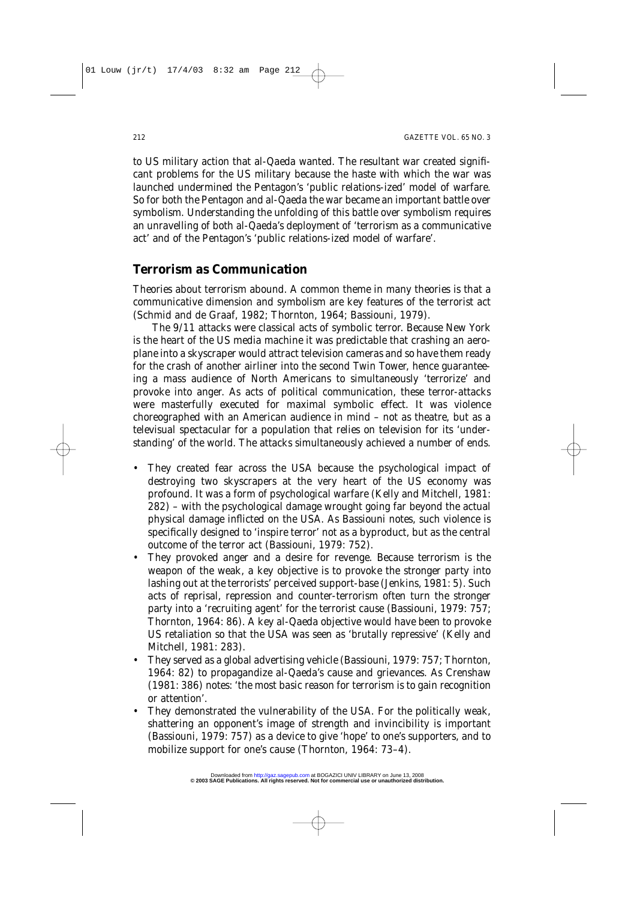to US military action that al-Qaeda wanted. The resultant war created significant problems for the US military because the haste with which the war was launched undermined the Pentagon's 'public relations-ized' model of warfare. So for both the Pentagon and al-Qaeda the war became an important battle over symbolism. Understanding the unfolding of this battle over symbolism requires an unravelling of both al-Qaeda's deployment of 'terrorism as a communicative act' and of the Pentagon's 'public relations-ized model of warfare'.

## Terrorism as Communication

Theories about terrorism abound. A common theme in many theories is that a communicative dimension and symbolism are key features of the terrorist act (Schmid and de Graaf, 1982; Thornton, 1964; Bassiouni, 1979).

The 9/11 attacks were classical acts of symbolic terror. Because New York is the heart of the US media machine it was predictable that crashing an aeroplane into a skyscraper would attract television cameras and so have them ready for the crash of another airliner into the second Twin Tower, hence guaranteeing a mass audience of North Americans to simultaneously 'terrorize' and provoke into anger. As acts of political communication, these terror-attacks were masterfully executed for maximal symbolic effect. It was violence choreographed with an American audience in mind – not as theatre, but as a televisual spectacular for a population that relies on television for its 'understanding' of the world. The attacks simultaneously achieved a number of ends.

- They created fear across the USA because the psychological impact of destroying two skyscrapers at the very heart of the US economy was profound. It was a form of psychological warfare (Kelly and Mitchell, 1981: 282) – with the psychological damage wrought going far beyond the actual physical damage inflicted on the USA. As Bassiouni notes, such violence is specifically designed to 'inspire terror' not as a byproduct, but as the central outcome of the terror act (Bassiouni, 1979: 752).
- They provoked anger and a desire for revenge. Because terrorism is the weapon of the weak, a key objective is to provoke the stronger party into lashing out at the terrorists' perceived support-base (Jenkins, 1981: 5). Such acts of reprisal, repression and counter-terrorism often turn the stronger party into a 'recruiting agent' for the terrorist cause (Bassiouni, 1979: 757; Thornton, 1964: 86). A key al-Qaeda objective would have been to provoke US retaliation so that the USA was seen as 'brutally repressive' (Kelly and Mitchell, 1981: 283).
- They served as a global advertising vehicle (Bassiouni, 1979: 757; Thornton, 1964: 82) to propagandize al-Qaeda's cause and grievances. As Crenshaw (1981: 386) notes: 'the most basic reason for terrorism is to gain recognition or attention'.
- They demonstrated the vulnerability of the USA. For the politically weak, shattering an opponent's image of strength and invincibility is important (Bassiouni, 1979: 757) as a device to give 'hope' to one's supporters, and to mobilize support for one's cause (Thornton, 1964: 73–4).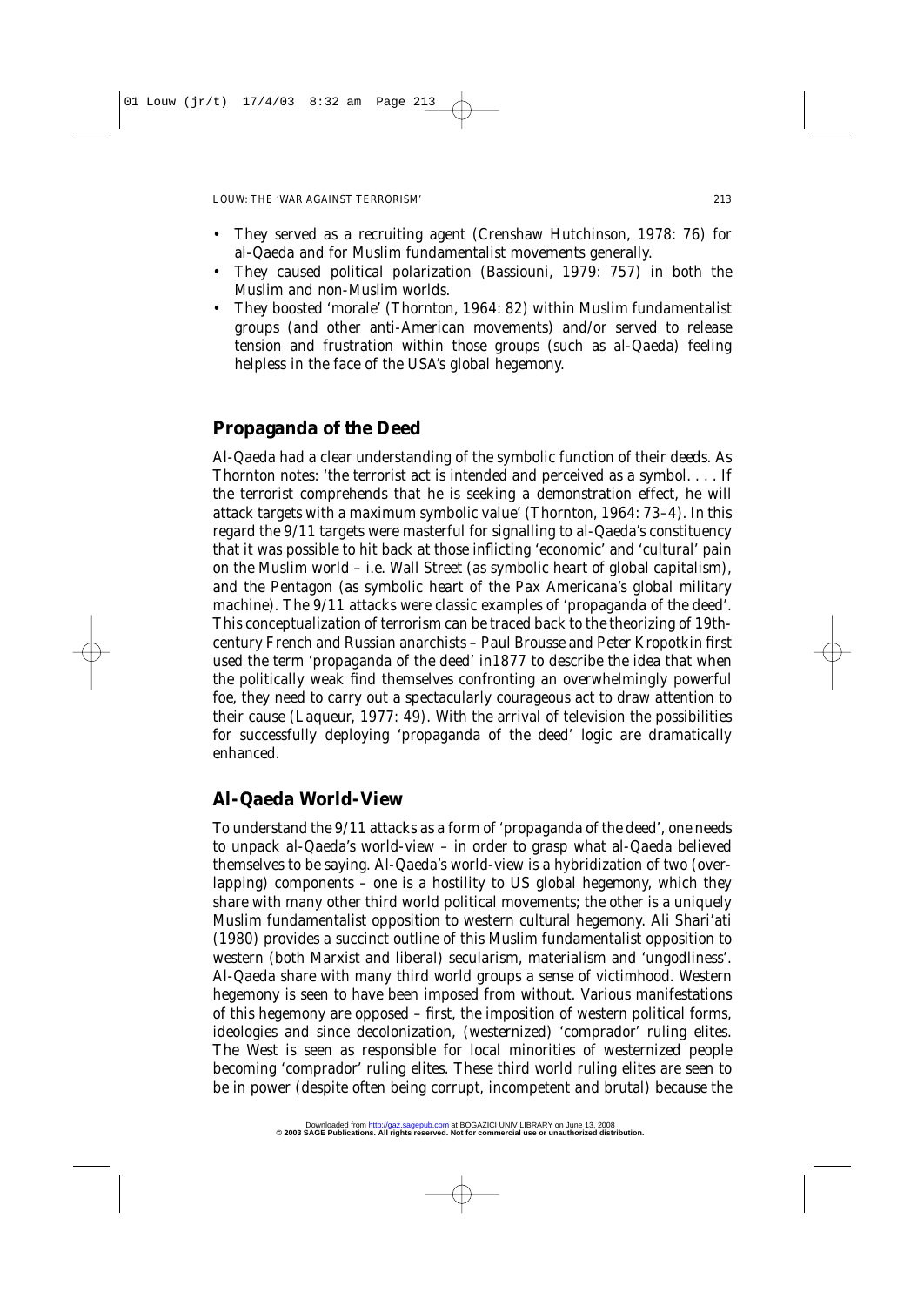- They served as a recruiting agent (Crenshaw Hutchinson, 1978: 76) for al-Qaeda and for Muslim fundamentalist movements generally.
- They caused political polarization (Bassiouni, 1979: 757) in both the Muslim and non-Muslim worlds.
- They boosted 'morale' (Thornton, 1964: 82) within Muslim fundamentalist groups (and other anti-American movements) and/or served to release tension and frustration within those groups (such as al-Qaeda) feeling helpless in the face of the USA's global hegemony.

## Propaganda of the Deed

Al-Qaeda had a clear understanding of the symbolic function of their deeds. As Thornton notes: 'the terrorist act is intended and perceived as a symbol. . . . If the terrorist comprehends that he is seeking a demonstration effect, he will attack targets with a maximum symbolic value' (Thornton, 1964: 73–4). In this regard the 9/11 targets were masterful for signalling to al-Qaeda's constituency that it was possible to hit back at those inflicting 'economic' and 'cultural' pain on the Muslim world – i.e. Wall Street (as symbolic heart of global capitalism), and the Pentagon (as symbolic heart of the Pax Americana's global military machine). The 9/11 attacks were classic examples of 'propaganda of the deed'. This conceptualization of terrorism can be traced back to the theorizing of 19th-century French and Russian anarchists – Paul Brousse and Peter Kropotkin first used the term 'propaganda of the deed' in1877 to describe the idea that when the politically weak find themselves confronting an overwhelmingly powerful foe, they need to carry out a spectacularly courageous act to draw attention to their cause (Laqueur, 1977: 49). With the arrival of television the possibilities for successfully deploying 'propaganda of the deed' logic are dramatically enhanced.

## Al-Qaeda World-View

To understand the 9/11 attacks as a form of 'propaganda of the deed', one needs to unpack al-Qaeda's world-view – in order to grasp what al-Qaeda believed themselves to be saying. Al-Qaeda's world-view is a hybridization of two (overlapping) components – one is a hostility to US global hegemony, which they share with many other third world political movements; the other is a uniquely Muslim fundamentalist opposition to western cultural hegemony. Ali Shari'ati (1980) provides a succinct outline of this Muslim fundamentalist opposition to western (both Marxist and liberal) secularism, materialism and 'ungodliness'. Al-Qaeda share with many third world groups a sense of victimhood. Western hegemony is seen to have been imposed from without. Various manifestations of this hegemony are opposed – first, the imposition of western political forms, ideologies and since decolonization, (westernized) 'comprador' ruling elites. The West is seen as responsible for local minorities of westernized people becoming 'comprador' ruling elites. These third world ruling elites are seen to be in power (despite often being corrupt, incompetent and brutal) because the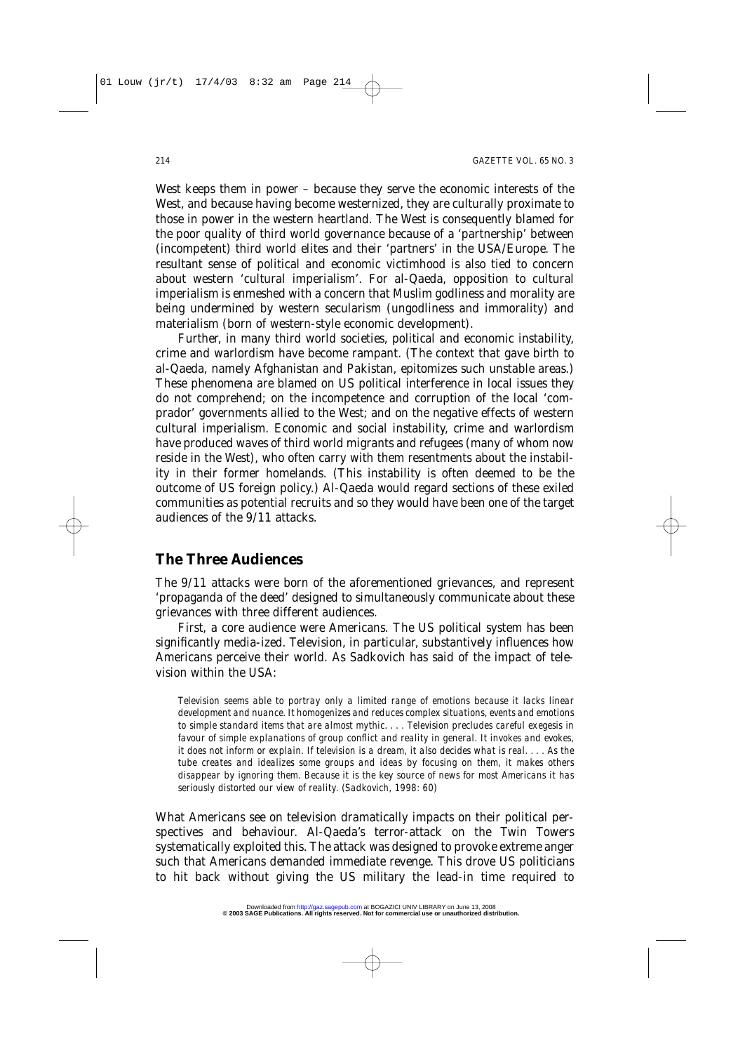West keeps them in power – because they serve the economic interests of the West, and because having become westernized, they are culturally proximate to those in power in the western heartland. The West is consequently blamed for the poor quality of third world governance because of a 'partnership' between (incompetent) third world elites and their 'partners' in the USA/Europe. The resultant sense of political and economic victimhood is also tied to concern about western 'cultural imperialism'. For al-Qaeda, opposition to cultural imperialism is enmeshed with a concern that Muslim godliness and morality are being undermined by western secularism (ungodliness and immorality) and materialism (born of western-style economic development).

Further, in many third world societies, political and economic instability, crime and warlordism have become rampant. (The context that gave birth to al-Qaeda, namely Afghanistan and Pakistan, epitomizes such unstable areas.) These phenomena are blamed on US political interference in local issues they do not comprehend; on the incompetence and corruption of the local 'comprador' governments allied to the West; and on the negative effects of western cultural imperialism. Economic and social instability, crime and warlordism have produced waves of third world migrants and refugees (many of whom now reside in the West), who often carry with them resentments about the instability in their former homelands. (This instability is often deemed to be the outcome of US foreign policy.) Al-Qaeda would regard sections of these exiled communities as potential recruits and so they would have been one of the target audiences of the 9/11 attacks.

## The Three Audiences

The 9/11 attacks were born of the aforementioned grievances, and represent 'propaganda of the deed' designed to simultaneously communicate about these grievances with three different audiences.

First, a core audience were Americans. The US political system has been significantly media-ized. Television, in particular, substantively influences how Americans perceive their world. As Sadkovich has said of the impact of television within the USA:

> *Television seems able to portray only a limited range of emotions because it lacks linear development and nuance. It homogenizes and reduces complex situations, events and emotions to simple standard items that are almost mythic. . . . Television precludes careful exegesis in favour of simple explanations of group conflict and reality in general. It invokes and evokes, it does not inform or explain. If television is a dream, it also decides what is real. . . . As the tube creates and idealizes some groups and ideas by focusing on them, it makes others disappear by ignoring them. Because it is the key source of news for most Americans it has seriously distorted our view of reality.* (Sadkovich, 1998: 60)

What Americans see on television dramatically impacts on their political perspectives and behaviour. Al-Qaeda's terror-attack on the Twin Towers systematically exploited this. The attack was designed to provoke extreme anger such that Americans demanded immediate revenge. This drove US politicians to hit back without giving the US military the lead-in time required to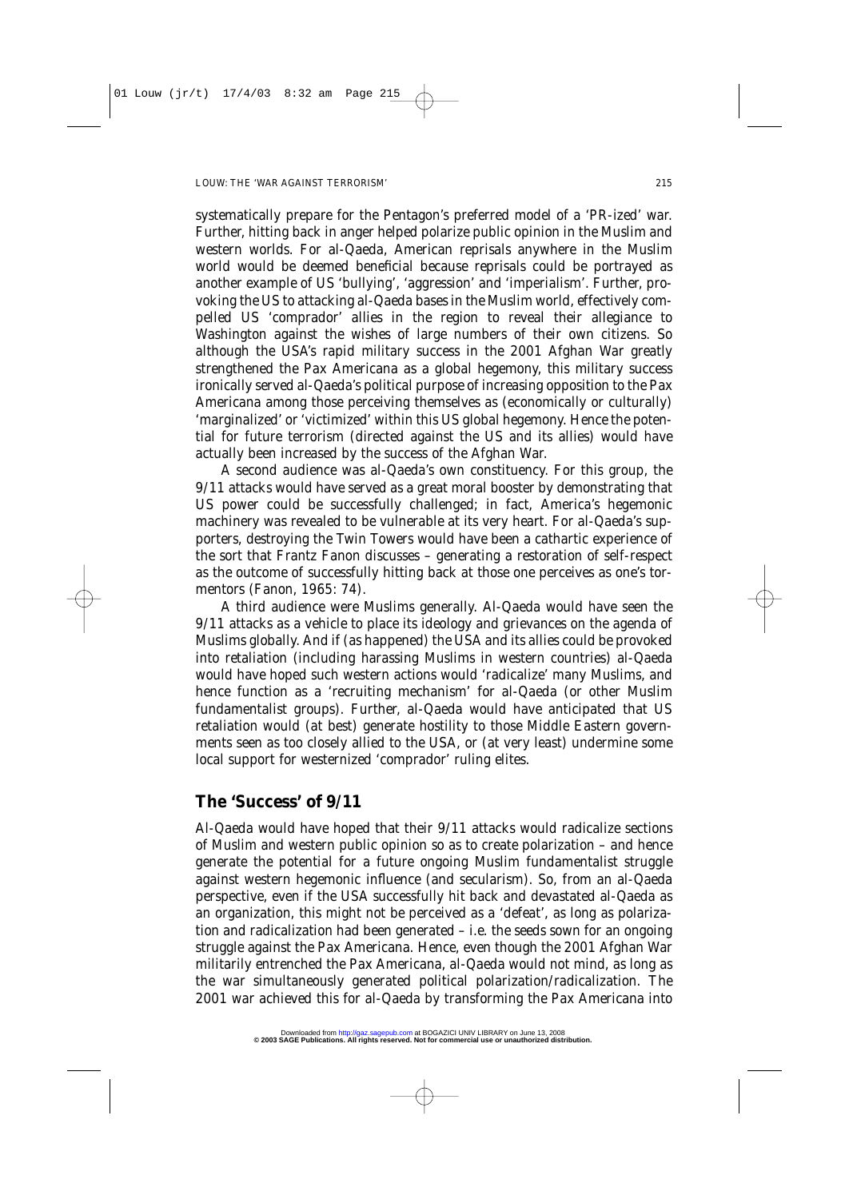systematically prepare for the Pentagon's preferred model of a 'PR-ized' war. Further, hitting back in anger helped polarize public opinion in the Muslim and western worlds. For al-Qaeda, American reprisals anywhere in the Muslim world would be deemed beneficial because reprisals could be portrayed as another example of US 'bullying', 'aggression' and 'imperialism'. Further, provoking the US to attacking al-Qaeda bases in the Muslim world, effectively compelled US 'comprador' allies in the region to reveal their allegiance to Washington against the wishes of large numbers of their own citizens. So although the USA's rapid military success in the 2001 Afghan War greatly strengthened the Pax Americana as a global hegemony, this military success ironically served al-Qaeda's political purpose of increasing opposition to the Pax Americana among those perceiving themselves as (economically or culturally) 'marginalized' or 'victimized' within this US global hegemony. Hence the potential for future terrorism (directed against the US and its allies) would have actually been increased by the success of the Afghan War.

A second audience was al-Qaeda's own constituency. For this group, the 9/11 attacks would have served as a great moral booster by demonstrating that US power could be successfully challenged; in fact, America's hegemonic machinery was revealed to be vulnerable at its very heart. For al-Qaeda's supporters, destroying the Twin Towers would have been a cathartic experience of the sort that Frantz Fanon discusses – generating a restoration of self-respect as the outcome of successfully hitting back at those one perceives as one's tormentors (Fanon, 1965: 74).

A third audience were Muslims generally. Al-Qaeda would have seen the 9/11 attacks as a vehicle to place its ideology and grievances on the agenda of Muslims globally. And if (as happened) the USA and its allies could be provoked into retaliation (including harassing Muslims in western countries) al-Qaeda would have hoped such western actions would 'radicalize' many Muslims, and hence function as a 'recruiting mechanism' for al-Qaeda (or other Muslim fundamentalist groups). Further, al-Qaeda would have anticipated that US retaliation would (at best) generate hostility to those Middle Eastern governments seen as too closely allied to the USA, or (at very least) undermine some local support for westernized 'comprador' ruling elites.

## The 'Success' of 9/11

Al-Qaeda would have hoped that their 9/11 attacks would radicalize sections of Muslim and western public opinion so as to create polarization – and hence generate the potential for a future ongoing Muslim fundamentalist struggle against western hegemonic influence (and secularism). So, from an al-Qaeda perspective, even if the USA successfully hit back and devastated al-Qaeda as an organization, this might not be perceived as a 'defeat', as long as polarization and radicalization had been generated – i.e. the seeds sown for an ongoing struggle against the Pax Americana. Hence, even though the 2001 Afghan War militarily entrenched the Pax Americana, al-Qaeda would not mind, as long as the war simultaneously generated political polarization/radicalization. The 2001 war achieved this for al-Qaeda by transforming the Pax Americana into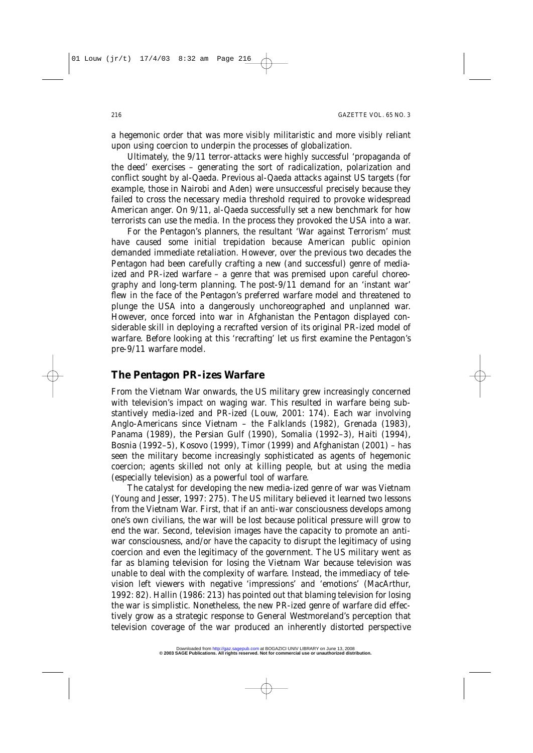a hegemonic order that was more *visibly* militaristic and more *visibly* reliant upon using coercion to underpin the processes of globalization.

Ultimately, the 9/11 terror-attacks were highly successful 'propaganda of the deed' exercises – generating the sort of radicalization, polarization and conflict sought by al-Qaeda. Previous al-Qaeda attacks against US targets (for example, those in Nairobi and Aden) were unsuccessful precisely because they failed to cross the necessary media threshold required to provoke widespread American anger. On 9/11, al-Qaeda successfully set a new benchmark for how terrorists can use the media. In the process they provoked the USA into a war.

For the Pentagon's planners, the resultant 'War against Terrorism' must have caused some initial trepidation because American public opinion demanded immediate retaliation. However, over the previous two decades the Pentagon had been carefully crafting a new (and successful) genre of media-ized and PR-ized warfare – a genre that was premised upon careful choreography and long-term planning. The post-9/11 demand for an 'instant war' flew in the face of the Pentagon's preferred warfare model and threatened to plunge the USA into a dangerously unchoreographed and unplanned war. However, once forced into war in Afghanistan the Pentagon displayed considerable skill in deploying a recrafted version of its original PR-ized model of warfare. Before looking at this 'recrafting' let us first examine the Pentagon's pre-9/11 warfare model.

## The Pentagon PR-izes Warfare

From the Vietnam War onwards, the US military grew increasingly concerned with television's impact on waging war. This resulted in warfare being substantively media-ized and PR-ized (Louw, 2001: 174). Each war involving Anglo-Americans since Vietnam – the Falklands (1982), Grenada (1983), Panama (1989), the Persian Gulf (1990), Somalia (1992–3), Haiti (1994), Bosnia (1992–5), Kosovo (1999), Timor (1999) and Afghanistan (2001) – has seen the military become increasingly sophisticated as agents of hegemonic coercion; agents skilled not only at killing people, but at using the media (especially television) as a powerful tool of warfare.

The catalyst for developing the new media-ized genre of war was Vietnam (Young and Jesser, 1997: 275). The US military believed it learned two lessons from the Vietnam War. First, that if an anti-war consciousness develops among one's own civilians, the war will be lost because political pressure will grow to end the war. Second, television images have the capacity to promote an anti-war consciousness, and/or have the capacity to disrupt the legitimacy of using coercion and even the legitimacy of the government. The US military went as far as blaming television for losing the Vietnam War because television was unable to deal with the complexity of warfare. Instead, the immediacy of television left viewers with negative 'impressions' and 'emotions' (MacArthur, 1992: 82). Hallin (1986: 213) has pointed out that blaming television for losing the war is simplistic. Nonetheless, the new PR-ized genre of warfare did effectively grow as a strategic response to General Westmoreland's perception that television coverage of the war produced an inherently distorted perspective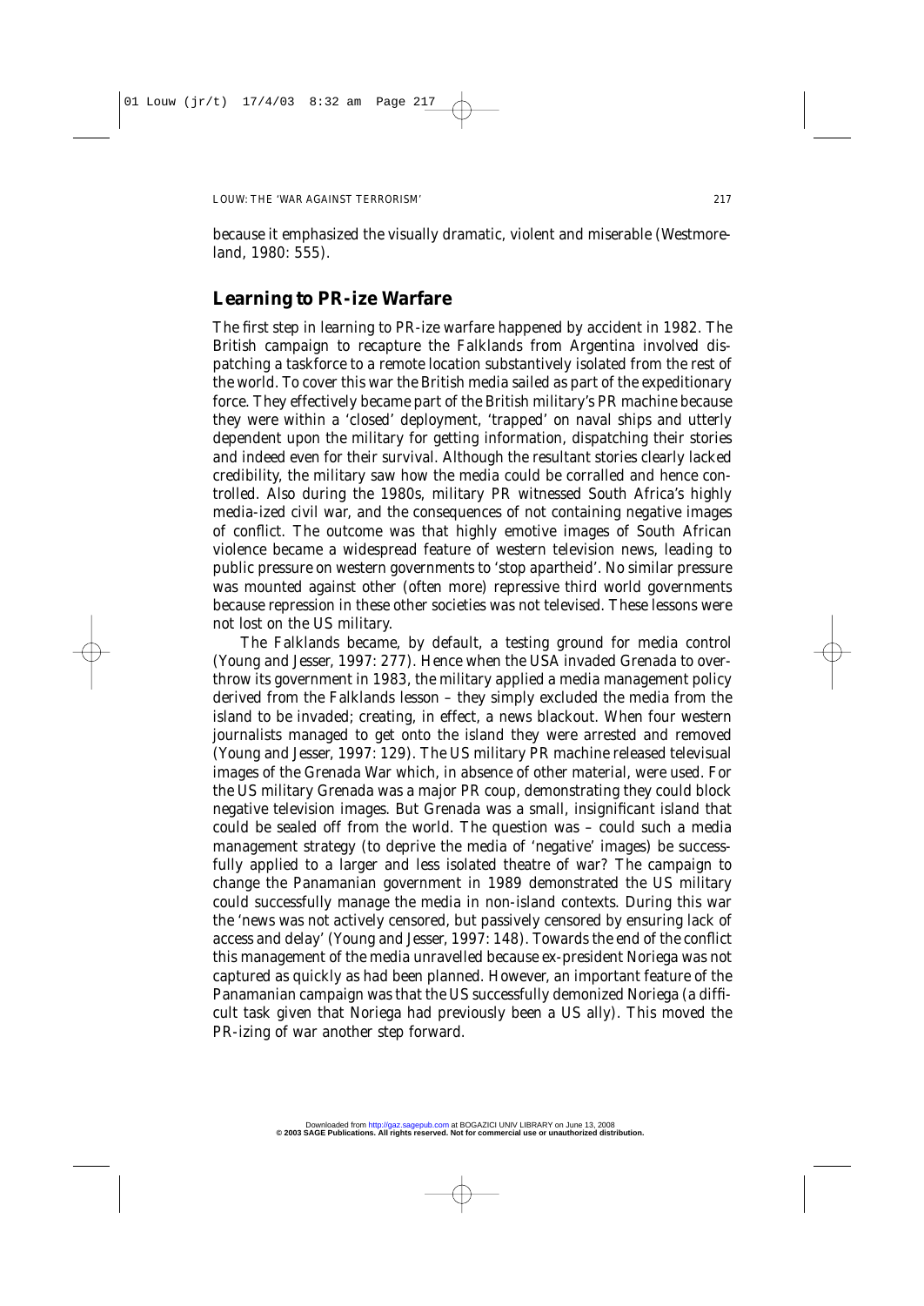because it emphasized the visually dramatic, violent and miserable (Westmoreland, 1980: 555).

## Learning to PR-ize Warfare

The first step in learning to PR-ize warfare happened by accident in 1982. The British campaign to recapture the Falklands from Argentina involved dispatching a taskforce to a remote location substantively isolated from the rest of the world. To cover this war the British media sailed as part of the expeditionary force. They effectively became part of the British military's PR machine because they were within a 'closed' deployment, 'trapped' on naval ships and utterly dependent upon the military for getting information, dispatching their stories and indeed even for their survival. Although the resultant stories clearly lacked credibility, the military saw how the media could be corralled and hence controlled. Also during the 1980s, military PR witnessed South Africa's highly media-ized civil war, and the consequences of not containing negative images of conflict. The outcome was that highly emotive images of South African violence became a widespread feature of western television news, leading to public pressure on western governments to 'stop apartheid'. No similar pressure was mounted against other (often more) repressive third world governments because repression in these other societies was not televised. These lessons were not lost on the US military.

The Falklands became, by default, a testing ground for media control (Young and Jesser, 1997: 277). Hence when the USA invaded Grenada to overthrow its government in 1983, the military applied a media management policy derived from the Falklands lesson – they simply excluded the media from the island to be invaded; creating, in effect, a news blackout. When four western journalists managed to get onto the island they were arrested and removed (Young and Jesser, 1997: 129). The US military PR machine released televisual images of the Grenada War which, in absence of other material, were used. For the US military Grenada was a major PR coup, demonstrating they could block negative television images. But Grenada was a small, insignificant island that could be sealed off from the world. The question was – could such a media management strategy (to deprive the media of 'negative' images) be successfully applied to a larger and less isolated theatre of war? The campaign to change the Panamanian government in 1989 demonstrated the US military could successfully manage the media in non-island contexts. During this war the 'news was not actively censored, but passively censored by ensuring lack of access and delay' (Young and Jesser, 1997: 148). Towards the end of the conflict this management of the media unravelled because ex-president Noriega was not captured as quickly as had been planned. However, an important feature of the Panamanian campaign was that the US successfully demonized Noriega (a difficult task given that Noriega had previously been a US ally). This moved the PR-izing of war another step forward.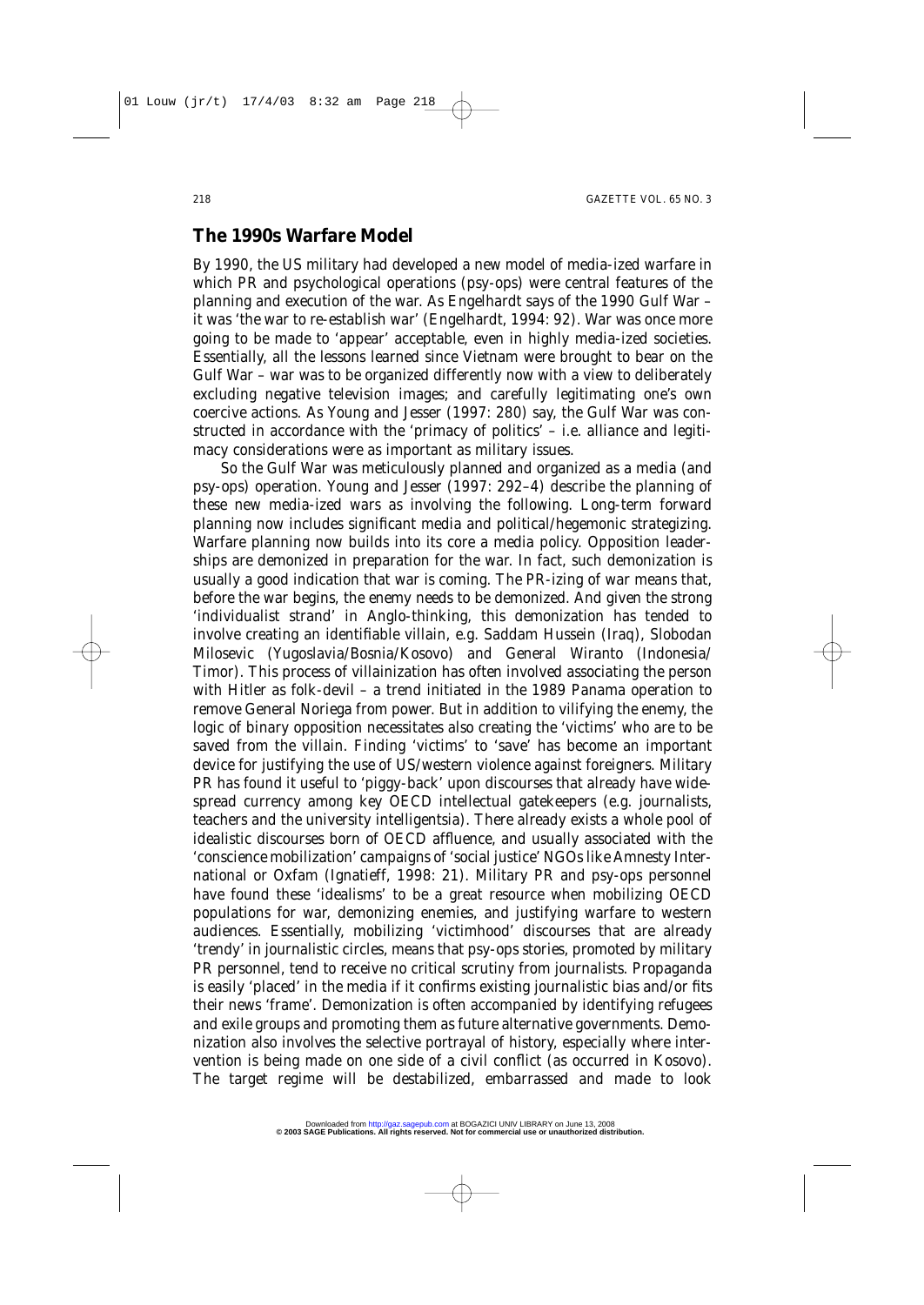## The 1990s Warfare Model

By 1990, the US military had developed a new model of media-ized warfare in which PR and psychological operations (psy-ops) were central features of the planning and execution of the war. As Engelhardt says of the 1990 Gulf War – it was 'the war to re-establish war' (Engelhardt, 1994: 92). War was once more going to be made to 'appear' acceptable, even in highly media-ized societies. Essentially, all the lessons learned since Vietnam were brought to bear on the Gulf War – war was to be organized differently now with a view to deliberately excluding negative television images; and carefully legitimating one's own coercive actions. As Young and Jesser (1997: 280) say, the Gulf War was constructed in accordance with the 'primacy of politics' – i.e. alliance and legitimacy considerations were as important as military issues.

So the Gulf War was meticulously planned and organized as a media (and psy-ops) operation. Young and Jesser (1997: 292–4) describe the planning of these new media-ized wars as involving the following. Long-term forward planning now includes significant media and political/hegemonic strategizing. Warfare planning now builds into its core a media policy. Opposition leaderships are demonized in preparation for the war. In fact, such demonization is usually a good indication that war is coming. The PR-izing of war means that, before the war begins, the enemy needs to be demonized. And given the strong 'individualist strand' in Anglo-thinking, this demonization has tended to involve creating an identifiable villain, e.g. Saddam Hussein (Iraq), Slobodan Milosevic (Yugoslavia/Bosnia/Kosovo) and General Wiranto (Indonesia/Timor). This process of villainization has often involved associating the person with Hitler as folk-devil – a trend initiated in the 1989 Panama operation to remove General Noriega from power. But in addition to vilifying the enemy, the logic of binary opposition necessitates also creating the 'victims' who are to be saved from the villain. Finding 'victims' to 'save' has become an important device for justifying the use of US/western violence against foreigners. Military PR has found it useful to 'piggy-back' upon discourses that already have widespread currency among key OECD intellectual gatekeepers (e.g. journalists, teachers and the university intelligentsia). There already exists a whole pool of idealistic discourses born of OECD affluence, and usually associated with the 'conscience mobilization' campaigns of 'social justice' NGOs like Amnesty International or Oxfam (Ignatieff, 1998: 21). Military PR and psy-ops personnel have found these 'idealisms' to be a great resource when mobilizing OECD populations for war, demonizing enemies, and justifying warfare to western audiences. Essentially, mobilizing 'victimhood' discourses that are already 'trendy' in journalistic circles, means that psy-ops stories, promoted by military PR personnel, tend to receive no critical scrutiny from journalists. Propaganda is easily 'placed' in the media if it confirms existing journalistic bias and/or fits their news 'frame'. Demonization is often accompanied by identifying refugees and exile groups and promoting them as future alternative governments. Demonization also involves the selective portrayal of history, especially where intervention is being made on one side of a civil conflict (as occurred in Kosovo). The target regime will be destabilized, embarrassed and made to look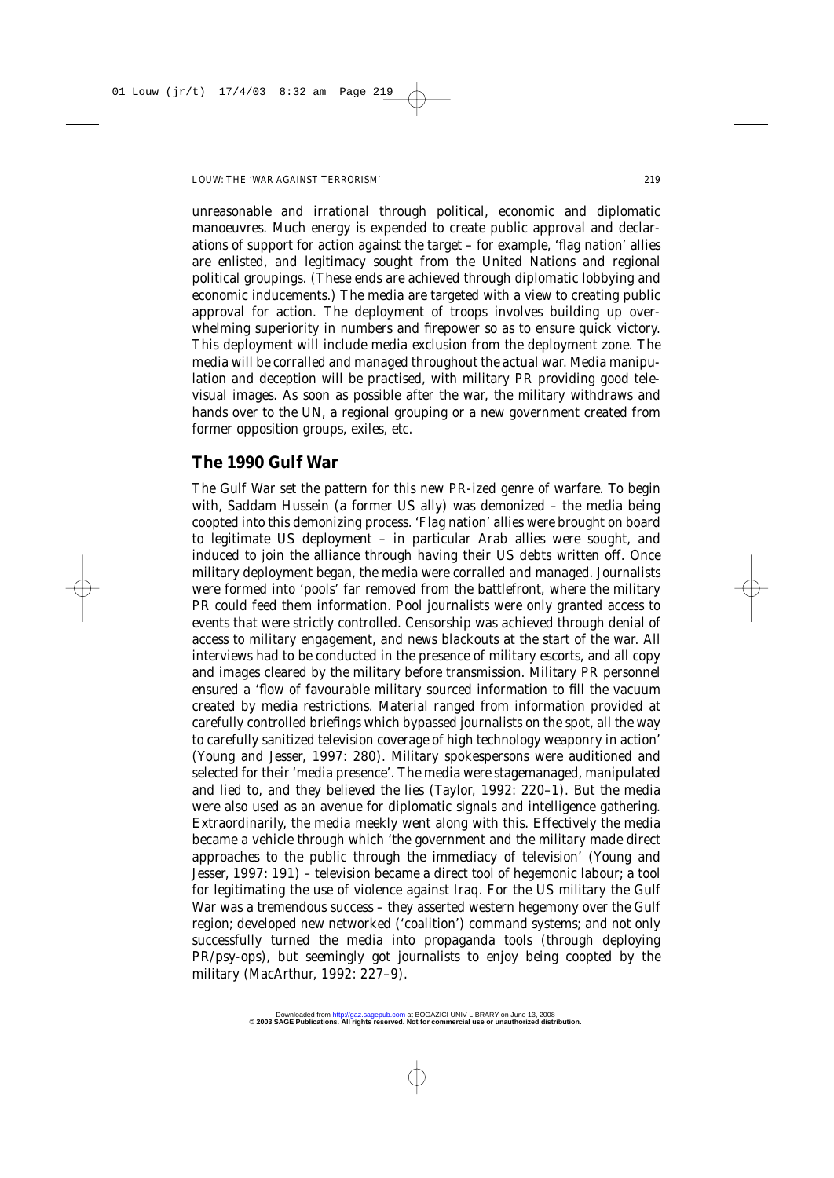unreasonable and irrational through political, economic and diplomatic manoeuvres. Much energy is expended to create public approval and declarations of support for action against the target – for example, 'flag nation' allies are enlisted, and legitimacy sought from the United Nations and regional political groupings. (These ends are achieved through diplomatic lobbying and economic inducements.) The media are targeted with a view to creating public approval for action. The deployment of troops involves building up overwhelming superiority in numbers and firepower so as to ensure quick victory. This deployment will include media exclusion from the deployment zone. The media will be corralled and managed throughout the actual war. Media manipulation and deception will be practised, with military PR providing good televisual images. As soon as possible after the war, the military withdraws and hands over to the UN, a regional grouping or a new government created from former opposition groups, exiles, etc.

## The 1990 Gulf War

The Gulf War set the pattern for this new PR-ized genre of warfare. To begin with, Saddam Hussein (a former US ally) was demonized – the media being coopted into this demonizing process. 'Flag nation' allies were brought on board to legitimate US deployment – in particular Arab allies were sought, and induced to join the alliance through having their US debts written off. Once military deployment began, the media were corralled and managed. Journalists were formed into 'pools' far removed from the battlefront, where the military PR could feed them information. Pool journalists were only granted access to events that were strictly controlled. Censorship was achieved through denial of access to military engagement, and news blackouts at the start of the war. All interviews had to be conducted in the presence of military escorts, and all copy and images cleared by the military before transmission. Military PR personnel ensured a 'flow of favourable military sourced information to fill the vacuum created by media restrictions. Material ranged from information provided at carefully controlled briefings which bypassed journalists on the spot, all the way to carefully sanitized television coverage of high technology weaponry in action' (Young and Jesser, 1997: 280). Military spokespersons were auditioned and selected for their 'media presence'. The media were stagemanaged, manipulated and lied to, and they believed the lies (Taylor, 1992: 220–1). But the media were also used as an avenue for diplomatic signals and intelligence gathering. Extraordinarily, the media meekly went along with this. Effectively the media became a vehicle through which 'the government and the military made direct approaches to the public through the immediacy of television' (Young and Jesser, 1997: 191) – television became a direct tool of hegemonic labour; a tool for legitimating the use of violence against Iraq. For the US military the Gulf War was a tremendous success – they asserted western hegemony over the Gulf region; developed new networked ('coalition') command systems; and not only successfully turned the media into propaganda tools (through deploying PR/psy-ops), but seemingly got journalists to enjoy being coopted by the military (MacArthur, 1992: 227–9).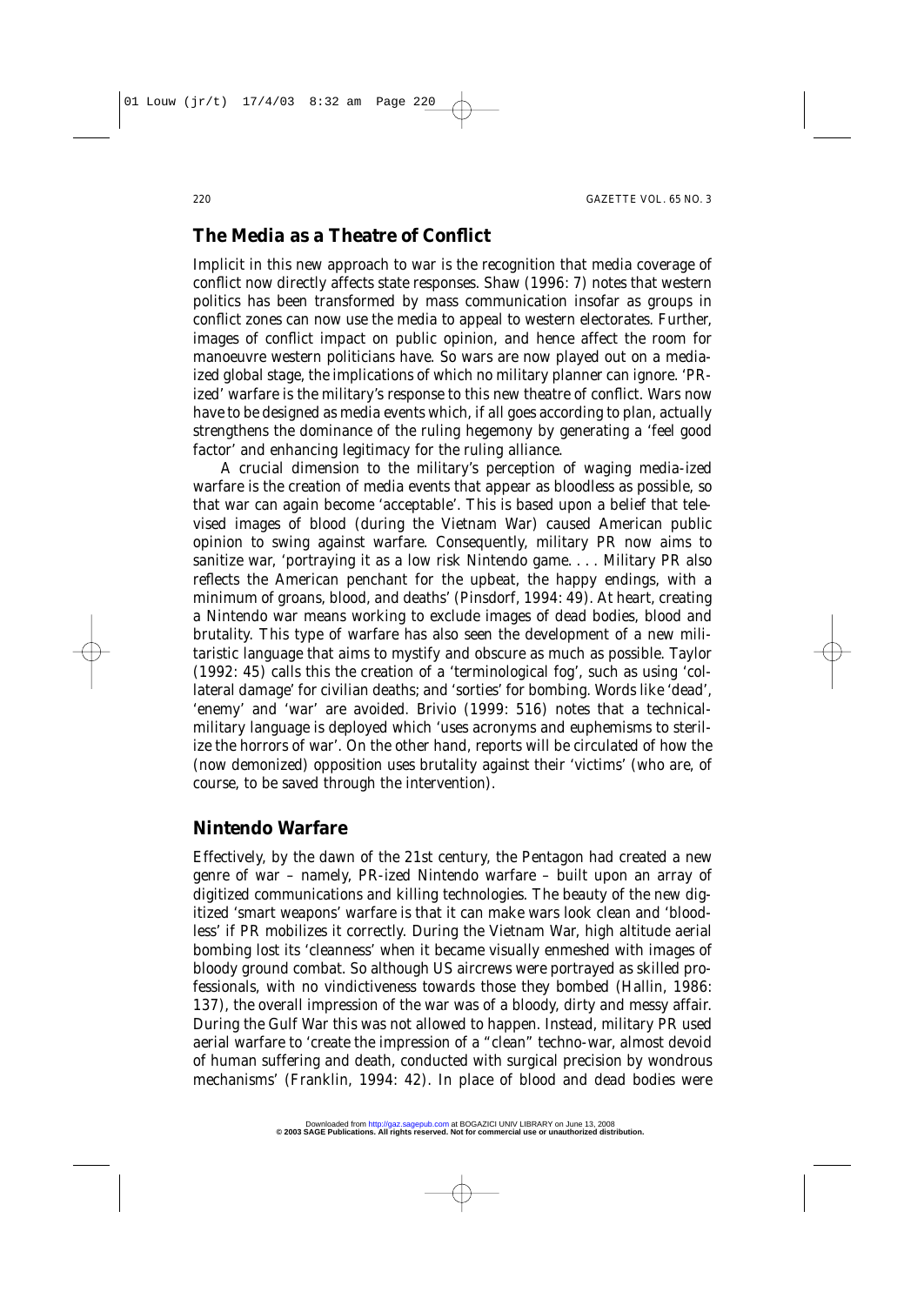## The Media as a Theatre of Conflict

Implicit in this new approach to war is the recognition that media coverage of conflict now directly affects state responses. Shaw (1996: 7) notes that western politics has been transformed by mass communication insofar as groups in conflict zones can now use the media to appeal to western electorates. Further, images of conflict impact on public opinion, and hence affect the room for manoeuvre western politicians have. So wars are now played out on a media-ized global stage, the implications of which no military planner can ignore. 'PR-ized' warfare is the military's response to this new theatre of conflict. Wars now have to be designed as media events which, if all goes according to plan, actually strengthens the dominance of the ruling hegemony by generating a 'feel good factor' and enhancing legitimacy for the ruling alliance.

A crucial dimension to the military's perception of waging media-ized warfare is the creation of media events that appear as bloodless as possible, so that war can again become 'acceptable'. This is based upon a belief that televised images of blood (during the Vietnam War) caused American public opinion to swing against warfare. Consequently, military PR now aims to sanitize war, 'portraying it as a low risk Nintendo game. . . . Military PR also reflects the American penchant for the upbeat, the happy endings, with a minimum of groans, blood, and deaths' (Pinsdorf, 1994: 49). At heart, creating a Nintendo war means working to exclude images of dead bodies, blood and brutality. This type of warfare has also seen the development of a new militaristic language that aims to mystify and obscure as much as possible. Taylor (1992: 45) calls this the creation of a 'terminological fog', such as using 'collateral damage' for civilian deaths; and 'sorties' for bombing. Words like 'dead', 'enemy' and 'war' are avoided. Brivio (1999: 516) notes that a technical-military language is deployed which 'uses acronyms and euphemisms to sterilize the horrors of war'. On the other hand, reports will be circulated of how the (now demonized) opposition uses brutality against their 'victims' (who are, of course, to be saved through the intervention).

## Nintendo Warfare

Effectively, by the dawn of the 21st century, the Pentagon had created a new genre of war – namely, PR-ized Nintendo warfare – built upon an array of digitized communications and killing technologies. The beauty of the new digitized 'smart weapons' warfare is that it can make wars look clean and 'bloodless' if PR mobilizes it correctly. During the Vietnam War, high altitude aerial bombing lost its 'cleanness' when it became visually enmeshed with images of bloody ground combat. So although US aircrews were portrayed as skilled professionals, with no vindictiveness towards those they bombed (Hallin, 1986: 137), the overall impression of the war was of a bloody, dirty and messy affair. During the Gulf War this was not allowed to happen. Instead, military PR used aerial warfare to 'create the impression of a "clean" techno-war, almost devoid of human suffering and death, conducted with surgical precision by wondrous mechanisms' (Franklin, 1994: 42). In place of blood and dead bodies were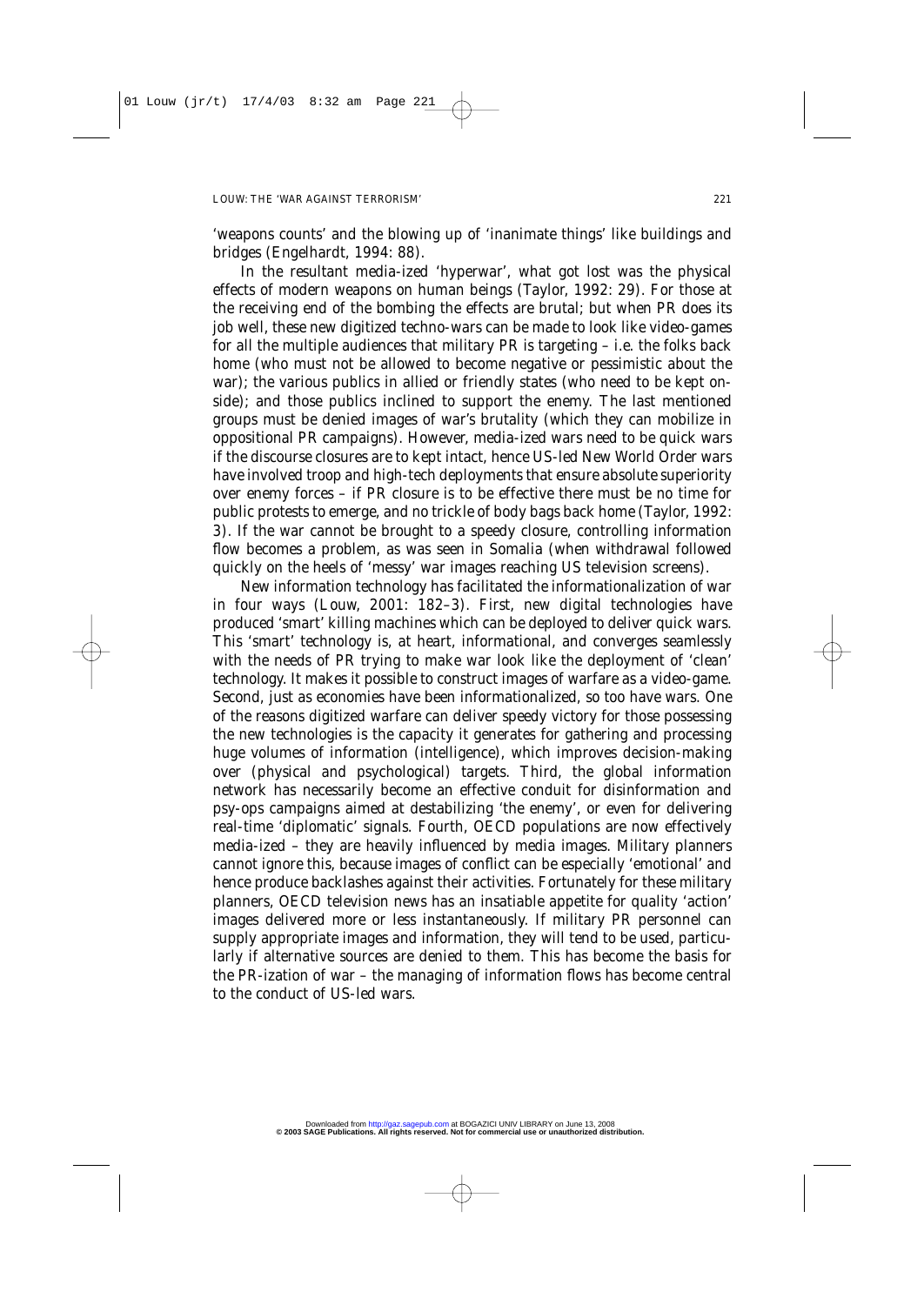'weapons counts' and the blowing up of 'inanimate things' like buildings and bridges (Engelhardt, 1994: 88).

In the resultant media-ized 'hyperwar', what got lost was the physical effects of modern weapons on human beings (Taylor, 1992: 29). For those at the receiving end of the bombing the effects are brutal; but when PR does its job well, these new digitized techno-wars can be made to look like video-games for all the multiple audiences that military PR is targeting – i.e. the folks back home (who must not be allowed to become negative or pessimistic about the war); the various publics in allied or friendly states (who need to be kept on-side); and those publics inclined to support the enemy. The last mentioned groups must be denied images of war's brutality (which they can mobilize in oppositional PR campaigns). However, media-ized wars need to be quick wars if the discourse closures are to kept intact, hence US-led New World Order wars have involved troop and high-tech deployments that ensure absolute superiority over enemy forces – if PR closure is to be effective there must be no time for public protests to emerge, and no trickle of body bags back home (Taylor, 1992: 3). If the war cannot be brought to a speedy closure, controlling information flow becomes a problem, as was seen in Somalia (when withdrawal followed quickly on the heels of 'messy' war images reaching US television screens).

New information technology has facilitated the informationalization of war in four ways (Louw, 2001: 182–3). First, new digital technologies have produced 'smart' killing machines which can be deployed to deliver quick wars. This 'smart' technology is, at heart, informational, and converges seamlessly with the needs of PR trying to make war look like the deployment of 'clean' technology. It makes it possible to construct images of warfare as a video-game. Second, just as economies have been informationalized, so too have wars. One of the reasons digitized warfare can deliver speedy victory for those possessing the new technologies is the capacity it generates for gathering and processing huge volumes of information (intelligence), which improves decision-making over (physical and psychological) targets. Third, the global information network has necessarily become an effective conduit for disinformation and psy-ops campaigns aimed at destabilizing 'the enemy', or even for delivering real-time 'diplomatic' signals. Fourth, OECD populations are now effectively media-ized – they are heavily influenced by media images. Military planners cannot ignore this, because images of conflict can be especially 'emotional' and hence produce backlashes against their activities. Fortunately for these military planners, OECD television news has an insatiable appetite for quality 'action' images delivered more or less instantaneously. If military PR personnel can supply appropriate images and information, they will tend to be used, particularly if alternative sources are denied to them. This has become the basis for the PR-ization of war – the managing of information flows has become central to the conduct of US-led wars.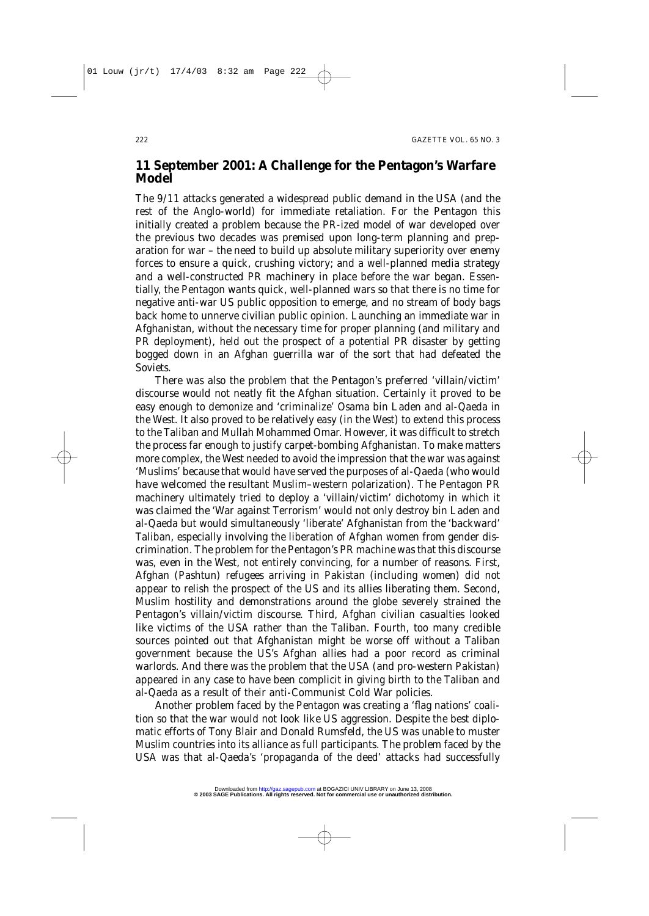## 11 September 2001: A Challenge for the Pentagon's Warfare Model

The 9/11 attacks generated a widespread public demand in the USA (and the rest of the Anglo-world) for immediate retaliation. For the Pentagon this initially created a problem because the PR-ized model of war developed over the previous two decades was premised upon long-term planning and preparation for war – the need to build up absolute military superiority over enemy forces to ensure a quick, crushing victory; and a well-planned media strategy and a well-constructed PR machinery in place before the war began. Essentially, the Pentagon wants quick, well-planned wars so that there is no time for negative anti-war US public opposition to emerge, and no stream of body bags back home to unnerve civilian public opinion. Launching an immediate war in Afghanistan, without the necessary time for proper planning (and military and PR deployment), held out the prospect of a potential PR disaster by getting bogged down in an Afghan guerrilla war of the sort that had defeated the Soviets.

There was also the problem that the Pentagon's preferred 'villain/victim' discourse would not neatly fit the Afghan situation. Certainly it proved to be easy enough to demonize and 'criminalize' Osama bin Laden and al-Qaeda in the West. It also proved to be relatively easy (in the West) to extend this process to the Taliban and Mullah Mohammed Omar. However, it was difficult to stretch the process far enough to justify carpet-bombing Afghanistan. To make matters more complex, the West needed to avoid the impression that the war was against 'Muslims' because that would have served the purposes of al-Qaeda (who would have welcomed the resultant Muslim–western polarization). The Pentagon PR machinery ultimately tried to deploy a 'villain/victim' dichotomy in which it was claimed the 'War against Terrorism' would not only destroy bin Laden and al-Qaeda but would simultaneously 'liberate' Afghanistan from the 'backward' Taliban, especially involving the liberation of Afghan women from gender discrimination. The problem for the Pentagon's PR machine was that this discourse was, even in the West, not entirely convincing, for a number of reasons. First, Afghan (Pashtun) refugees arriving in Pakistan (including women) did not appear to relish the prospect of the US and its allies liberating them. Second, Muslim hostility and demonstrations around the globe severely strained the Pentagon's villain/victim discourse. Third, Afghan civilian casualties looked like victims of the USA rather than the Taliban. Fourth, too many credible sources pointed out that Afghanistan might be worse off without a Taliban government because the US's Afghan allies had a poor record as criminal warlords. And there was the problem that the USA (and pro-western Pakistan) appeared in any case to have been complicit in giving birth to the Taliban and al-Qaeda as a result of their anti-Communist Cold War policies.

Another problem faced by the Pentagon was creating a 'flag nations' coalition so that the war would not look like US aggression. Despite the best diplomatic efforts of Tony Blair and Donald Rumsfeld, the US was unable to muster Muslim countries into its alliance as full participants. The problem faced by the USA was that al-Qaeda's 'propaganda of the deed' attacks had successfully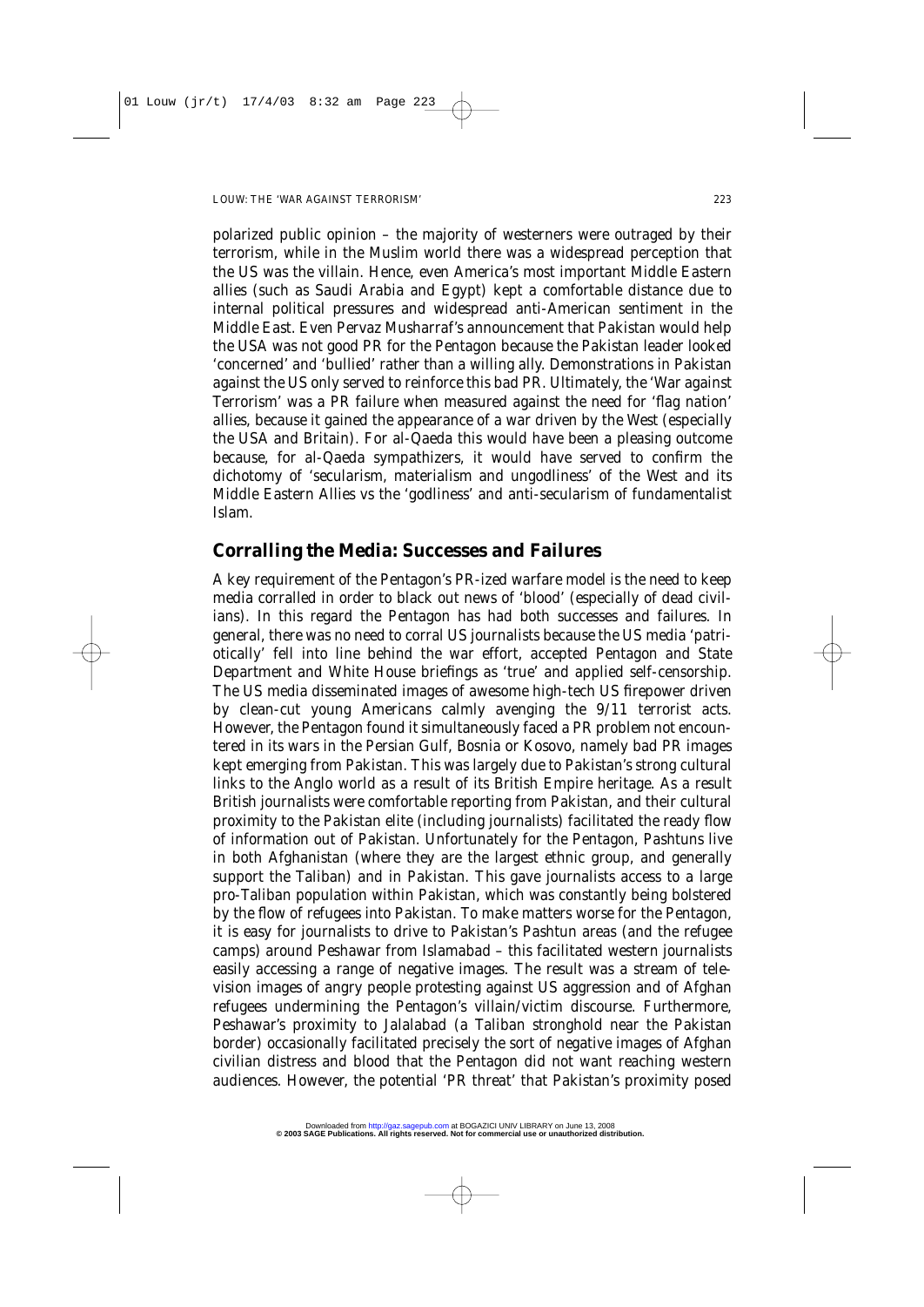polarized public opinion – the majority of westerners were outraged by their terrorism, while in the Muslim world there was a widespread perception that the US was the villain. Hence, even America's most important Middle Eastern allies (such as Saudi Arabia and Egypt) kept a comfortable distance due to internal political pressures and widespread anti-American sentiment in the Middle East. Even Pervaz Musharraf's announcement that Pakistan would help the USA was not good PR for the Pentagon because the Pakistan leader looked 'concerned' and 'bullied' rather than a willing ally. Demonstrations in Pakistan against the US only served to reinforce this bad PR. Ultimately, the 'War against Terrorism' was a PR failure when measured against the need for 'flag nation' allies, because it gained the appearance of a war driven by the West (especially the USA and Britain). For al-Qaeda this would have been a pleasing outcome because, for al-Qaeda sympathizers, it would have served to confirm the dichotomy of 'secularism, materialism and ungodliness' of the West and its Middle Eastern Allies vs the 'godliness' and anti-secularism of fundamentalist Islam.

## Corralling the Media: Successes and Failures

A key requirement of the Pentagon's PR-ized warfare model is the need to keep media corralled in order to black out news of 'blood' (especially of dead civilians). In this regard the Pentagon has had both successes and failures. In general, there was no need to corral US journalists because the US media 'patriotically' fell into line behind the war effort, accepted Pentagon and State Department and White House briefings as 'true' and applied self-censorship. The US media disseminated images of awesome high-tech US firepower driven by clean-cut young Americans calmly avenging the 9/11 terrorist acts. However, the Pentagon found it simultaneously faced a PR problem not encountered in its wars in the Persian Gulf, Bosnia or Kosovo, namely bad PR images kept emerging from Pakistan. This was largely due to Pakistan's strong cultural links to the Anglo world as a result of its British Empire heritage. As a result British journalists were comfortable reporting from Pakistan, and their cultural proximity to the Pakistan elite (including journalists) facilitated the ready flow of information out of Pakistan. Unfortunately for the Pentagon, Pashtuns live in both Afghanistan (where they are the largest ethnic group, and generally support the Taliban) and in Pakistan. This gave journalists access to a large pro-Taliban population within Pakistan, which was constantly being bolstered by the flow of refugees into Pakistan. To make matters worse for the Pentagon, it is easy for journalists to drive to Pakistan's Pashtun areas (and the refugee camps) around Peshawar from Islamabad – this facilitated western journalists easily accessing a range of negative images. The result was a stream of television images of angry people protesting against US aggression and of Afghan refugees undermining the Pentagon's villain/victim discourse. Furthermore, Peshawar's proximity to Jalalabad (a Taliban stronghold near the Pakistan border) occasionally facilitated precisely the sort of negative images of Afghan civilian distress and blood that the Pentagon did not want reaching western audiences. However, the potential 'PR threat' that Pakistan's proximity posed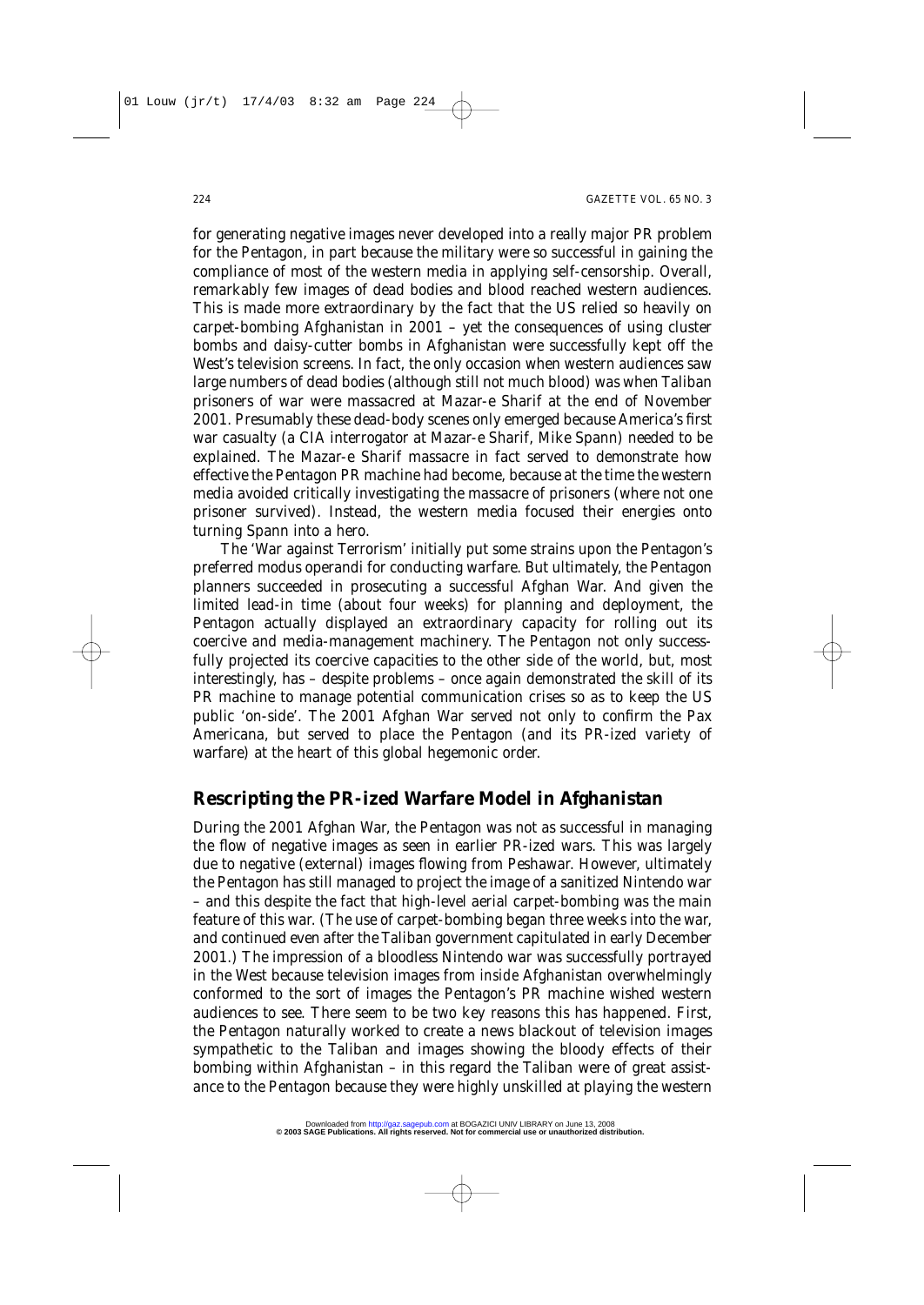for generating negative images never developed into a really major PR problem for the Pentagon, in part because the military were so successful in gaining the compliance of most of the western media in applying self-censorship. Overall, remarkably few images of dead bodies and blood reached western audiences. This is made more extraordinary by the fact that the US relied so heavily on carpet-bombing Afghanistan in 2001 – yet the consequences of using cluster bombs and daisy-cutter bombs in Afghanistan were successfully kept off the West's television screens. In fact, the only occasion when western audiences saw large numbers of dead bodies (although still not much blood) was when Taliban prisoners of war were massacred at Mazar-e Sharif at the end of November 2001. Presumably these dead-body scenes only emerged because America's first war casualty (a CIA interrogator at Mazar-e Sharif, Mike Spann) needed to be explained. The Mazar-e Sharif massacre in fact served to demonstrate how effective the Pentagon PR machine had become, because at the time the western media avoided critically investigating the massacre of prisoners (where not one prisoner survived). Instead, the western media focused their energies onto turning Spann into a hero.

The 'War against Terrorism' initially put some strains upon the Pentagon's preferred modus operandi for conducting warfare. But ultimately, the Pentagon planners succeeded in prosecuting a successful Afghan War. And given the limited lead-in time (about four weeks) for planning and deployment, the Pentagon actually displayed an extraordinary capacity for rolling out its coercive and media-management machinery. The Pentagon not only successfully projected its coercive capacities to the other side of the world, but, most interestingly, has – despite problems – once again demonstrated the skill of its PR machine to manage potential communication crises so as to keep the US public 'on-side'. The 2001 Afghan War served not only to confirm the Pax Americana, but served to place the Pentagon (and its PR-ized variety of warfare) at the heart of this global hegemonic order.

## Rescripting the PR-ized Warfare Model in Afghanistan

During the 2001 Afghan War, the Pentagon was not as successful in managing the flow of negative images as seen in earlier PR-ized wars. This was largely due to negative (external) images flowing from Peshawar. However, ultimately the Pentagon has still managed to project the image of a sanitized Nintendo war – and this despite the fact that high-level aerial carpet-bombing was the main feature of this war. (The use of carpet-bombing began three weeks into the war, and continued even after the Taliban government capitulated in early December 2001.) The impression of a bloodless Nintendo war was successfully portrayed in the West because television images from *inside* Afghanistan overwhelmingly conformed to the sort of images the Pentagon's PR machine wished western audiences to see. There seem to be two key reasons this has happened. First, the Pentagon naturally worked to create a news blackout of television images sympathetic to the Taliban and images showing the bloody effects of their bombing within Afghanistan – in this regard the Taliban were of great assistance to the Pentagon because they were highly unskilled at playing the western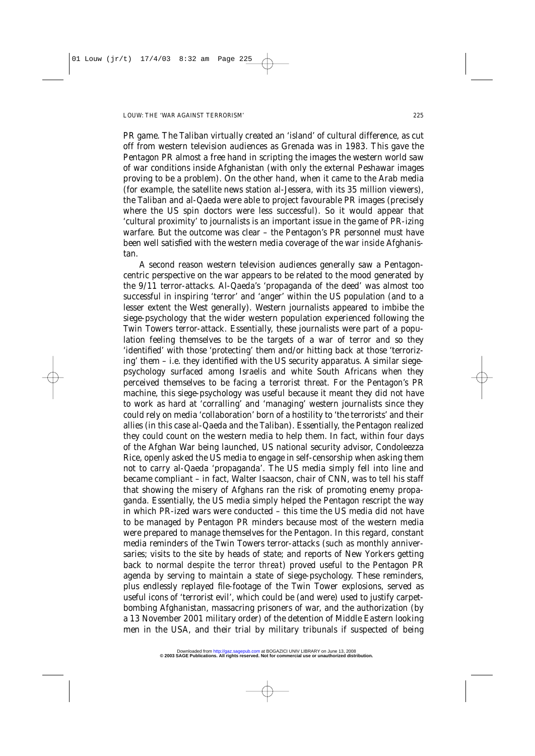PR game. The Taliban virtually created an 'island' of cultural difference, as cut off from western television audiences as Grenada was in 1983. This gave the Pentagon PR almost a free hand in scripting the images the western world saw of war conditions inside Afghanistan (with only the external Peshawar images proving to be a problem). On the other hand, when it came to the Arab media (for example, the satellite news station al-Jessera, with its 35 million viewers), the Taliban and al-Qaeda were able to project favourable PR images (precisely where the US spin doctors were less successful). So it would appear that 'cultural proximity' to journalists is an important issue in the game of PR-izing warfare. But the outcome was clear – the Pentagon's PR personnel must have been well satisfied with the western media coverage of the war *inside* Afghanistan.

A second reason western television audiences generally saw a Pentagon-centric perspective on the war appears to be related to the mood generated by the 9/11 terror-attacks. Al-Qaeda's 'propaganda of the deed' was almost too successful in inspiring 'terror' and 'anger' within the US population (and to a lesser extent the West generally). Western journalists appeared to imbibe the siege-psychology that the wider western population experienced following the Twin Towers terror-attack. Essentially, these journalists were part of a population feeling themselves to be the targets of a war of terror and so they 'identified' with those 'protecting' them and/or hitting back at those 'terrorizing' them – i.e. they identified with the US security apparatus. A similar siege-psychology surfaced among Israelis and white South Africans when they perceived themselves to be facing a terrorist threat. For the Pentagon's PR machine, this siege-psychology was useful because it meant they did not have to work as hard at 'corralling' and 'managing' western journalists since they could rely on media 'collaboration' born of a hostility to 'the terrorists' and their allies (in this case al-Qaeda and the Taliban). Essentially, the Pentagon realized they could count on the western media to help them. In fact, within four days of the Afghan War being launched, US national security advisor, Condoleezza Rice, openly asked the US media to engage in self-censorship when asking them not to carry al-Qaeda 'propaganda'. The US media simply fell into line and became compliant – in fact, Walter Isaacson, chair of CNN, was to tell his staff that showing the misery of Afghans ran the risk of promoting enemy propaganda. Essentially, the US media simply helped the Pentagon rescript the way in which PR-ized wars were conducted – this time the US media did not have to be managed by Pentagon PR minders because most of the western media were prepared to manage themselves for the Pentagon. In this regard, constant media reminders of the Twin Towers terror-attacks (such as monthly anniversaries; visits to the site by heads of state; and reports of New Yorkers getting back to normal *despite the terror threat*) proved useful to the Pentagon PR agenda by serving to maintain a state of siege-psychology. These reminders, plus endlessly replayed file-footage of the Twin Tower explosions, served as useful icons of 'terrorist evil', which could be (and were) used to justify carpet-bombing Afghanistan, massacring prisoners of war, and the authorization (by a 13 November 2001 military order) of the detention of Middle Eastern looking men in the USA, and their trial by military tribunals if suspected of being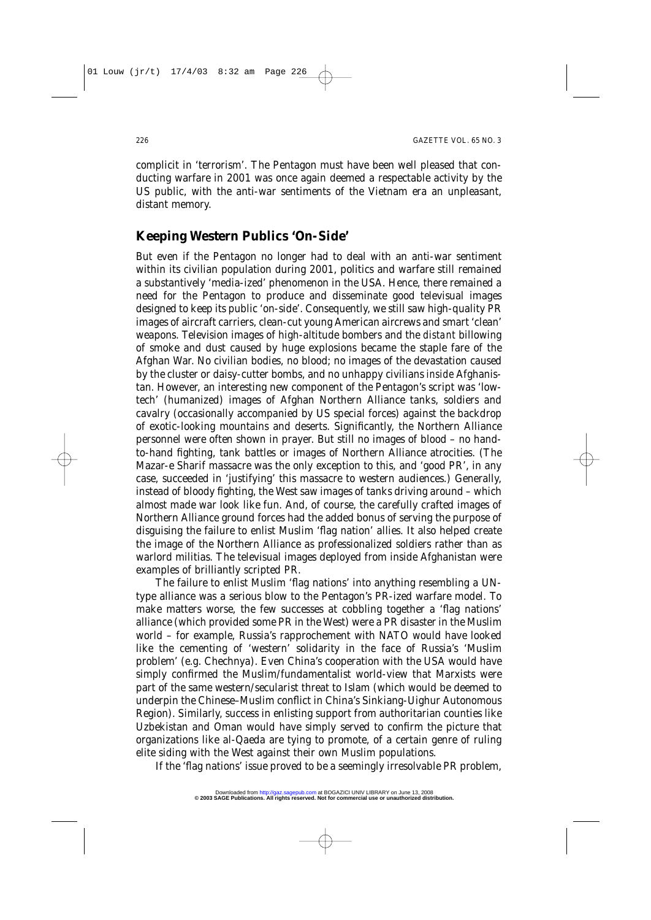complicit in 'terrorism'. The Pentagon must have been well pleased that conducting warfare in 2001 was once again deemed a respectable activity by the US public, with the anti-war sentiments of the Vietnam era an unpleasant, distant memory.

## Keeping Western Publics 'On-Side'

But even if the Pentagon no longer had to deal with an anti-war sentiment within its civilian population during 2001, politics and warfare still remained a substantively 'media-ized' phenomenon in the USA. Hence, there remained a need for the Pentagon to produce and disseminate good televisual images designed to keep its public 'on-side'. Consequently, we still saw high-quality PR images of aircraft carriers, clean-cut young American aircrews and smart 'clean' weapons. Television images of high-altitude bombers and the *distant* billowing of smoke and dust caused by huge explosions became the staple fare of the Afghan War. No civilian bodies, no blood; no images of the devastation caused by the cluster or daisy-cutter bombs, and no unhappy civilians *inside* Afghanistan. However, an interesting new component of the Pentagon's script was 'low-tech' (humanized) images of Afghan Northern Alliance tanks, soldiers and cavalry (occasionally accompanied by US special forces) against the backdrop of exotic-looking mountains and deserts. Significantly, the Northern Alliance personnel were often shown in prayer. But still no images of blood – no hand-to-hand fighting, tank battles or images of Northern Alliance atrocities. (The Mazar-e Sharif massacre was the only exception to this, and 'good PR', in any case, succeeded in 'justifying' this massacre to western audiences.) Generally, instead of bloody fighting, the West saw images of tanks driving around – which almost made war look like fun. And, of course, the carefully crafted images of Northern Alliance ground forces had the added bonus of serving the purpose of disguising the failure to enlist Muslim 'flag nation' allies. It also helped create the image of the Northern Alliance as professionalized soldiers rather than as warlord militias. The televisual images deployed from inside Afghanistan were examples of brilliantly scripted PR.

The failure to enlist Muslim 'flag nations' into anything resembling a UN-type alliance was a serious blow to the Pentagon's PR-ized warfare model. To make matters worse, the few successes at cobbling together a 'flag nations' alliance (which provided some PR in the West) were a PR disaster in the Muslim world – for example, Russia's rapprochement with NATO would have looked like the cementing of 'western' solidarity in the face of Russia's 'Muslim problem' (e.g. Chechnya). Even China's cooperation with the USA would have simply confirmed the Muslim/fundamentalist world-view that Marxists were part of the same western/secularist threat to Islam (which would be deemed to underpin the Chinese–Muslim conflict in China's Sinkiang-Uighur Autonomous Region). Similarly, success in enlisting support from authoritarian counties like Uzbekistan and Oman would have simply served to confirm the picture that organizations like al-Qaeda are tying to promote, of a certain genre of ruling elite siding with the West against their own Muslim populations.

If the 'flag nations' issue proved to be a seemingly irresolvable PR problem,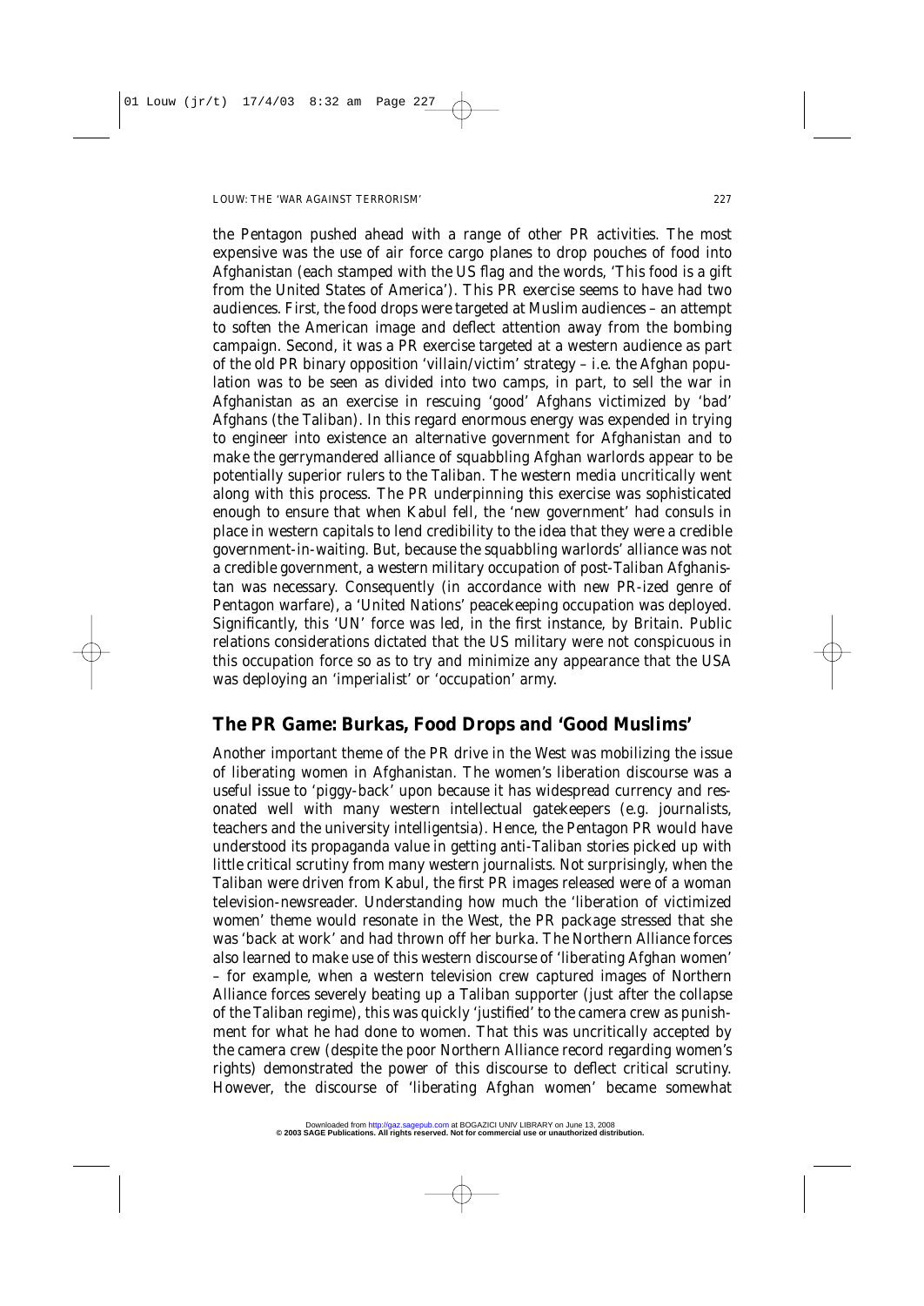the Pentagon pushed ahead with a range of other PR activities. The most expensive was the use of air force cargo planes to drop pouches of food into Afghanistan (each stamped with the US flag and the words, 'This food is a gift from the United States of America'). This PR exercise seems to have had two audiences. First, the food drops were targeted at Muslim audiences – an attempt to soften the American image and deflect attention away from the bombing campaign. Second, it was a PR exercise targeted at a western audience as part of the old PR binary opposition 'villain/victim' strategy – i.e. the Afghan population was to be seen as divided into two camps, in part, to sell the war in Afghanistan as an exercise in rescuing 'good' Afghans victimized by 'bad' Afghans (the Taliban). In this regard enormous energy was expended in trying to engineer into existence an alternative government for Afghanistan and to make the gerrymandered alliance of squabbling Afghan warlords appear to be potentially superior rulers to the Taliban. The western media uncritically went along with this process. The PR underpinning this exercise was sophisticated enough to ensure that when Kabul fell, the 'new government' had consuls in place in western capitals to lend credibility to the idea that they were a credible government-in-waiting. But, because the squabbling warlords' alliance was not a credible government, a western military occupation of post-Taliban Afghanistan was necessary. Consequently (in accordance with new PR-ized genre of Pentagon warfare), a 'United Nations' peacekeeping occupation was deployed. Significantly, this 'UN' force was led, in the first instance, by Britain. Public relations considerations dictated that the US military were not conspicuous in this occupation force so as to try and minimize any appearance that the USA was deploying an 'imperialist' or 'occupation' army.

## The PR Game: Burkas, Food Drops and 'Good Muslims'

Another important theme of the PR drive in the West was mobilizing the issue of liberating women in Afghanistan. The women's liberation discourse was a useful issue to 'piggy-back' upon because it has widespread currency and resonated well with many western intellectual gatekeepers (e.g. journalists, teachers and the university intelligentsia). Hence, the Pentagon PR would have understood its propaganda value in getting anti-Taliban stories picked up with little critical scrutiny from many western journalists. Not surprisingly, when the Taliban were driven from Kabul, the first PR images released were of a woman television-newsreader. Understanding how much the 'liberation of victimized women' theme would resonate in the West, the PR package stressed that she was 'back at work' and had thrown off her burka. The Northern Alliance forces also learned to make use of this western discourse of 'liberating Afghan women' – for example, when a western television crew captured images of Northern Alliance forces severely beating up a Taliban supporter (just after the collapse of the Taliban regime), this was quickly 'justified' to the camera crew as punishment for what he had done to women. That this was uncritically accepted by the camera crew (despite the poor Northern Alliance record regarding women's rights) demonstrated the power of this discourse to deflect critical scrutiny. However, the discourse of 'liberating Afghan women' became somewhat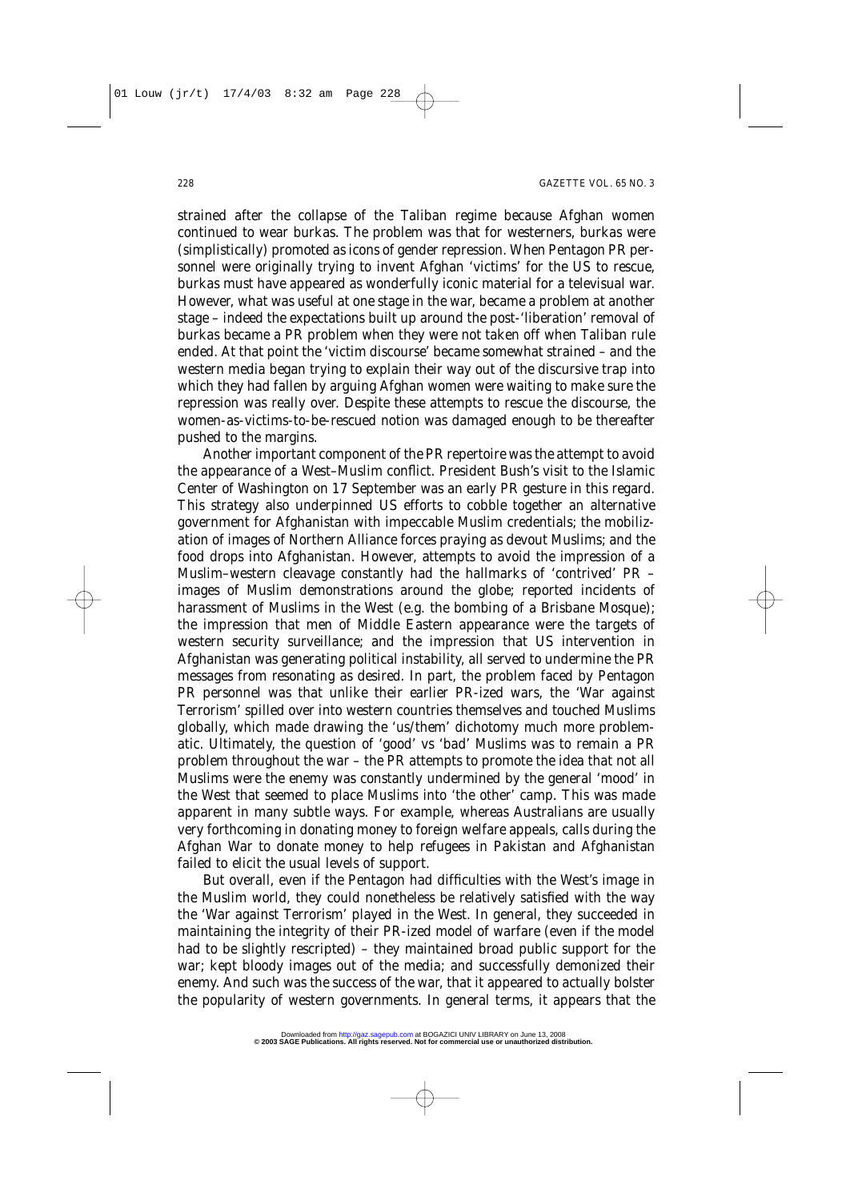strained after the collapse of the Taliban regime because Afghan women continued to wear burkas. The problem was that for westerners, burkas were (simplistically) promoted as icons of gender repression. When Pentagon PR personnel were originally trying to invent Afghan 'victims' for the US to rescue, burkas must have appeared as wonderfully iconic material for a televisual war. However, what was useful at one stage in the war, became a problem at another stage – indeed the expectations built up around the post-'liberation' removal of burkas became a PR problem when they were not taken off when Taliban rule ended. At that point the 'victim discourse' became somewhat strained – and the western media began trying to explain their way out of the discursive trap into which they had fallen by arguing Afghan women were waiting to make sure the repression was really over. Despite these attempts to rescue the discourse, the women-as-victims-to-be-rescued notion was damaged enough to be thereafter pushed to the margins.

Another important component of the PR repertoire was the attempt to avoid the appearance of a West–Muslim conflict. President Bush's visit to the Islamic Center of Washington on 17 September was an early PR gesture in this regard. This strategy also underpinned US efforts to cobble together an alternative government for Afghanistan with impeccable Muslim credentials; the mobilization of images of Northern Alliance forces praying as devout Muslims; and the food drops into Afghanistan. However, attempts to avoid the impression of a Muslim–western cleavage constantly had the hallmarks of 'contrived' PR – images of Muslim demonstrations around the globe; reported incidents of harassment of Muslims in the West (e.g. the bombing of a Brisbane Mosque); the impression that men of Middle Eastern appearance were the targets of western security surveillance; and the impression that US intervention in Afghanistan was generating political instability, all served to undermine the PR messages from resonating as desired. In part, the problem faced by Pentagon PR personnel was that unlike their earlier PR-ized wars, the 'War against Terrorism' spilled over into western countries themselves and touched Muslims globally, which made drawing the 'us/them' dichotomy much more problematic. Ultimately, the question of 'good' vs 'bad' Muslims was to remain a PR problem throughout the war – the PR attempts to promote the idea that not all Muslims were the enemy was constantly undermined by the general 'mood' in the West that seemed to place Muslims into 'the other' camp. This was made apparent in many subtle ways. For example, whereas Australians are usually very forthcoming in donating money to foreign welfare appeals, calls during the Afghan War to donate money to help refugees in Pakistan and Afghanistan failed to elicit the usual levels of support.

But overall, even if the Pentagon had difficulties with the West's image in the Muslim world, they could nonetheless be relatively satisfied with the way the 'War against Terrorism' played in the West. In general, they succeeded in maintaining the integrity of their PR-ized model of warfare (even if the model had to be slightly rescripted) – they maintained broad public support for the war; kept bloody images out of the media; and successfully demonized their enemy. And such was the success of the war, that it appeared to actually bolster the popularity of western governments. In general terms, it appears that the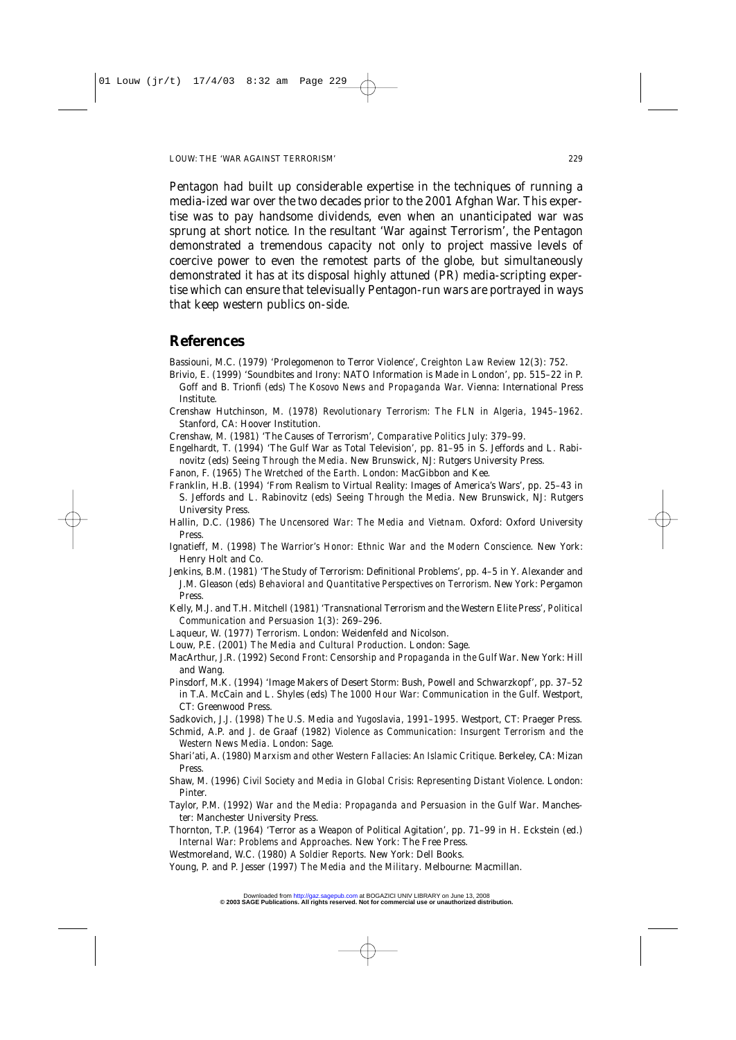Pentagon had built up considerable expertise in the techniques of running a media-ized war over the two decades prior to the 2001 Afghan War. This expertise was to pay handsome dividends, even when an unanticipated war was sprung at short notice. In the resultant 'War against Terrorism', the Pentagon demonstrated a tremendous capacity not only to project massive levels of coercive power to even the remotest parts of the globe, but simultaneously demonstrated it has at its disposal highly attuned (PR) media-scripting expertise which can ensure that televisually Pentagon-run wars are portrayed in ways that keep western publics on-side.

## References

Bassiouni, M.C. (1979) 'Prolegomenon to Terror Violence', *Creighton Law Review* 12(3): 752.

Brivio, E. (1999) 'Soundbites and Irony: NATO Information is Made in London', pp. 515–22 in P. Goff and B. Trionfi (eds) *The Kosovo News and Propaganda War.* Vienna: International Press Institute.

Crenshaw Hutchinson, M. (1978) *Revolutionary Terrorism: The FLN in Algeria, 1945–1962.* Stanford, CA: Hoover Institution.

Crenshaw, M. (1981) 'The Causes of Terrorism', *Comparative Politics* July: 379–99.

Engelhardt, T. (1994) 'The Gulf War as Total Television', pp. 81–95 in S. Jeffords and L. Rabinovitz (eds) *Seeing Through the Media.* New Brunswick, NJ: Rutgers University Press.

Fanon, F. (1965) *The Wretched of the Earth.* London: MacGibbon and Kee.

Franklin, H.B. (1994) 'From Realism to Virtual Reality: Images of America's Wars', pp. 25–43 in S. Jeffords and L. Rabinovitz (eds) *Seeing Through the Media.* New Brunswick, NJ: Rutgers University Press.

Hallin, D.C. (1986) *The Uncensored War: The Media and Vietnam.* Oxford: Oxford University Press.

Ignatieff, M. (1998) *The Warrior's Honor: Ethnic War and the Modern Conscience.* New York: Henry Holt and Co.

Jenkins, B.M. (1981) 'The Study of Terrorism: Definitional Problems', pp. 4–5 in Y. Alexander and J.M. Gleason (eds) *Behavioral and Quantitative Perspectives on Terrorism.* New York: Pergamon Press.

Kelly, M.J. and T.H. Mitchell (1981) 'Transnational Terrorism and the Western Elite Press', *Political Communication and Persuasion* 1(3): 269–296.

Laqueur, W. (1977) *Terrorism.* London: Weidenfeld and Nicolson.

Louw, P.E. (2001) *The Media and Cultural Production.* London: Sage.

MacArthur, J.R. (1992) *Second Front: Censorship and Propaganda in the Gulf War.* New York: Hill and Wang.

Pinsdorf, M.K. (1994) 'Image Makers of Desert Storm: Bush, Powell and Schwarzkopf', pp. 37–52 in T.A. McCain and L. Shyles (eds) *The 1000 Hour War: Communication in the Gulf.* Westport, CT: Greenwood Press.

Sadkovich, J.J. (1998) *The U.S. Media and Yugoslavia, 1991–1995.* Westport, CT: Praeger Press.

Schmid, A.P. and J. de Graaf (1982) *Violence as Communication: Insurgent Terrorism and the Western News Media.* London: Sage.

Shari'ati, A. (1980) *Marxism and other Western Fallacies: An Islamic Critique.* Berkeley, CA: Mizan Press.

Shaw, M. (1996) *Civil Society and Media in Global Crisis: Representing Distant Violence.* London: Pinter.

Taylor, P.M. (1992) *War and the Media: Propaganda and Persuasion in the Gulf War.* Manchester: Manchester University Press.

Thornton, T.P. (1964) 'Terror as a Weapon of Political Agitation', pp. 71–99 in H. Eckstein (ed.) *Internal War: Problems and Approaches.* New York: The Free Press.

Westmoreland, W.C. (1980) *A Soldier Reports.* New York: Dell Books.

Young, P. and P. Jesser (1997) *The Media and the Military.* Melbourne: Macmillan.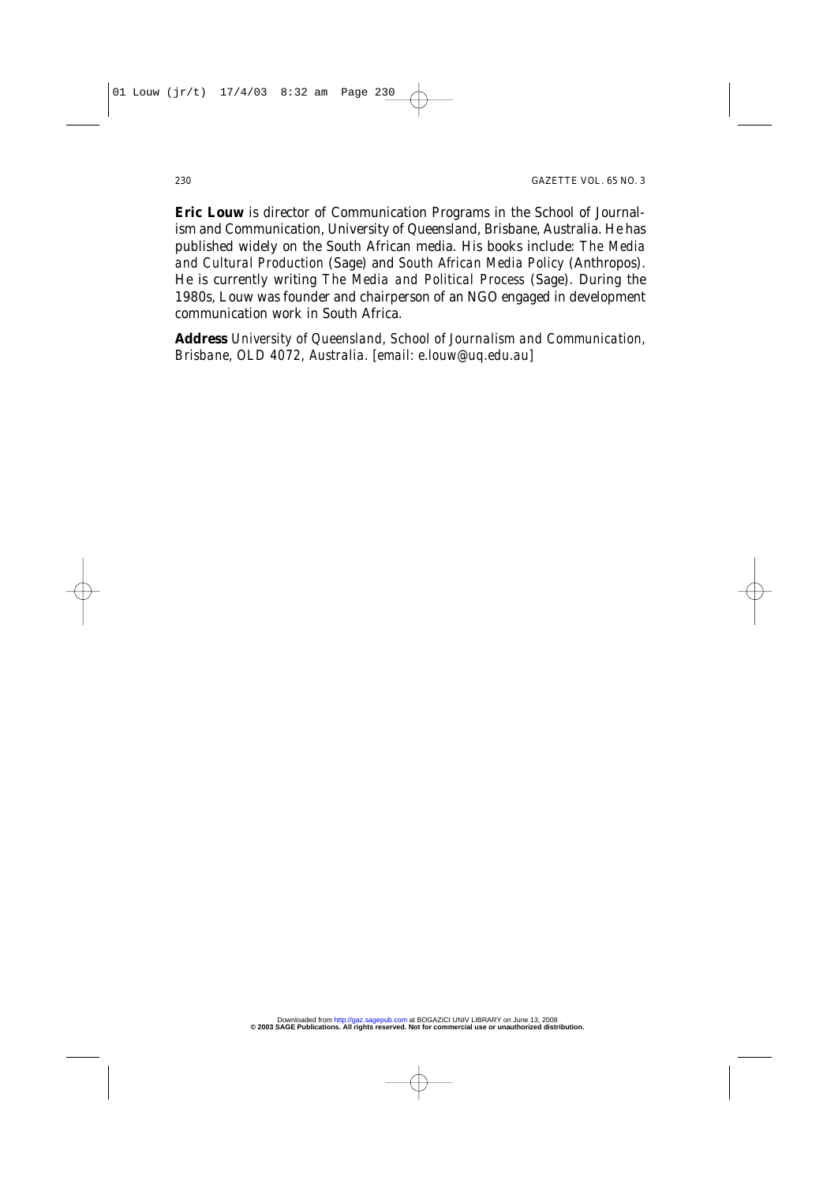**Eric Louw** is director of Communication Programs in the School of Journalism and Communication, University of Queensland, Brisbane, Australia. He has published widely on the South African media. His books include: *The Media and Cultural Production* (Sage) and *South African Media Policy* (Anthropos). He is currently writing *The Media and Political Process* (Sage). During the 1980s, Louw was founder and chairperson of an NGO engaged in development communication work in South Africa.

**Address** *University of Queensland, School of Journalism and Communication, Brisbane, OLD 4072, Australia. [email: e.louw@uq.edu.au]*